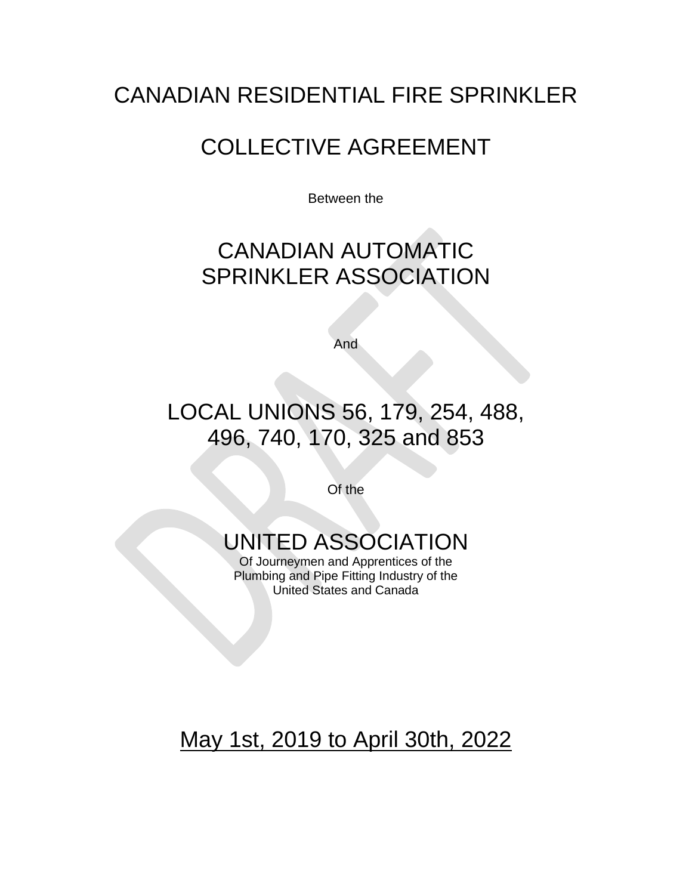# CANADIAN RESIDENTIAL FIRE SPRINKLER

# COLLECTIVE AGREEMENT

Between the

## CANADIAN AUTOMATIC SPRINKLER ASSOCIATION

And

## LOCAL UNIONS 56, 179, 254, 488, 496, 740, 170, 325 and 853

Of the

## UNITED ASSOCIATION

Of Journeymen and Apprentices of the Plumbing and Pipe Fitting Industry of the United States and Canada

DRAFT

<u>May 1st, 2019 to April 30th, 2022</u>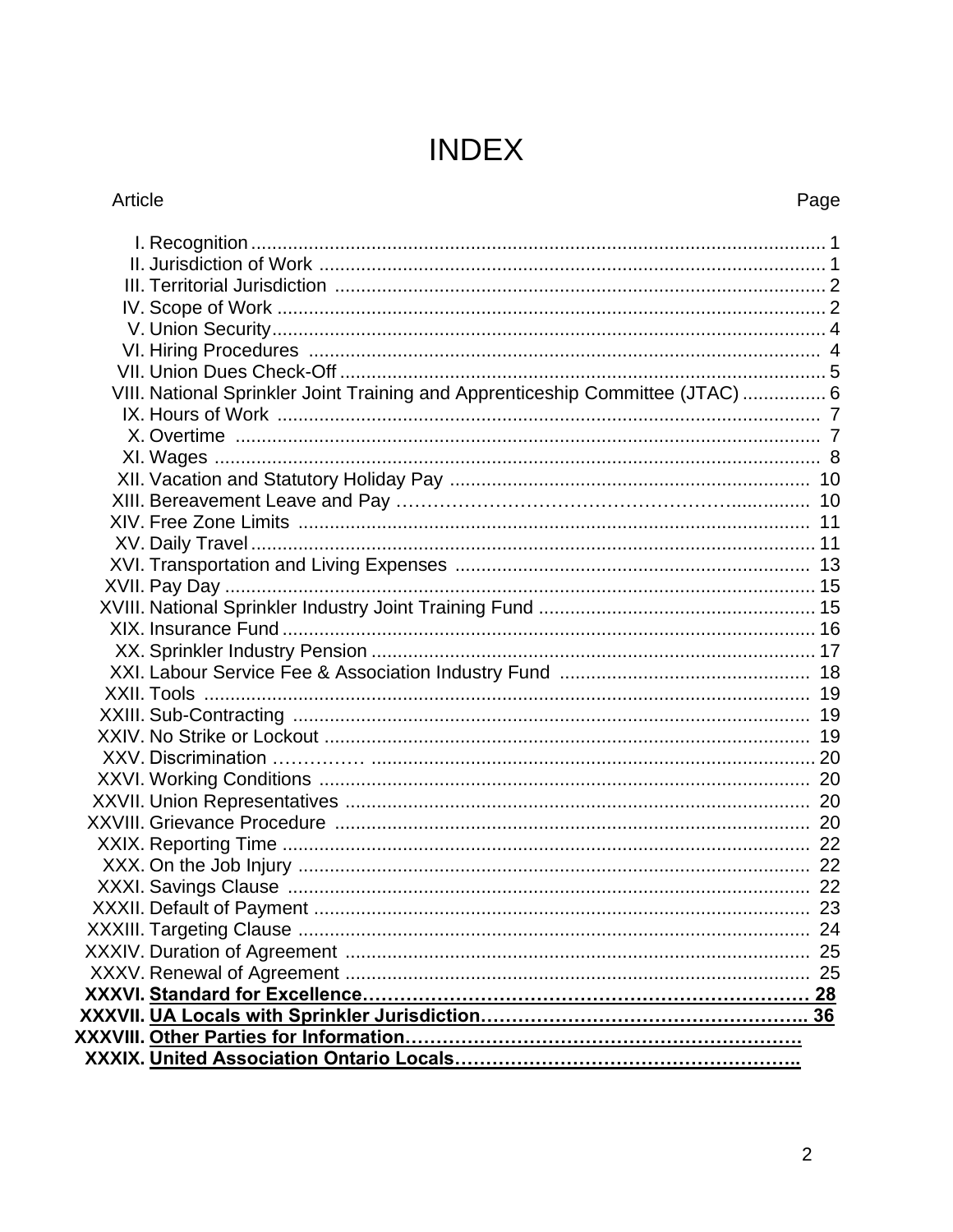# INDEX

| Article | Page |
|---|---|
| I. Recognition | 1 |
| II. Jurisdiction of Work | 1 |
| III. Territorial Jurisdiction | 2 |
| IV. Scope of Work | 2 |
| V. Union Security | 4 |
| VI. Hiring Procedures | 4 |
| VII. Union Dues Check-Off | 5 |
| VIII. National Sprinkler Joint Training and Apprenticeship Committee (JTAC) | 6 |
| IX. Hours of Work | 7 |
| X. Overtime | 7 |
| XI. Wages | 8 |
| XII. Vacation and Statutory Holiday Pay | 10 |
| XIII. Bereavement Leave and Pay | 10 |
| XIV. Free Zone Limits | 11 |
| XV. Daily Travel | 11 |
| XVI. Transportation and Living Expenses | 13 |
| XVII. Pay Day | 15 |
| XVIII. National Sprinkler Industry Joint Training Fund | 15 |
| XIX. Insurance Fund | 16 |
| XX. Sprinkler Industry Pension | 17 |
| XXI. Labour Service Fee & Association Industry Fund | 18 |
| XXII. Tools | 19 |
| XXIII. Sub-Contracting | 19 |
| XXIV. No Strike or Lockout | 19 |
| XXV. Discrimination | 20 |
| XXVI. Working Conditions | 20 |
| XXVII. Union Representatives | 20 |
| XXVIII. Grievance Procedure | 20 |
| XXIX. Reporting Time | 22 |
| XXX. On the Job Injury | 22 |
| XXXI. Savings Clause | 22 |
| XXXII. Default of Payment | 23 |
| XXXIII. Targeting Clause | 24 |
| XXXIV. Duration of Agreement | 25 |
| XXXV. Renewal of Agreement | 25 |
| **XXXVI. Standard for Excellence** | **28** |
| **XXXVII. UA Locals with Sprinkler Jurisdiction** | **36** |
| **XXXVIII. Other Parties for Information** | |
| **XXXIX. United Association Ontario Locals** | |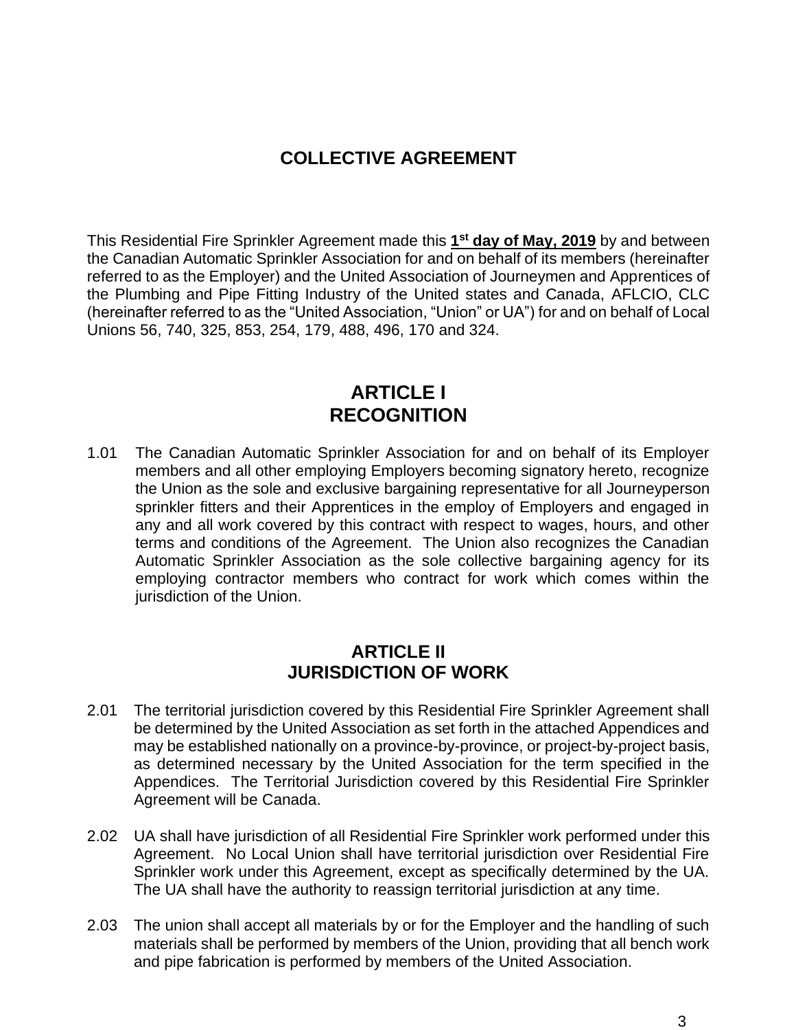# COLLECTIVE AGREEMENT

This Residential Fire Sprinkler Agreement made this **1st day of May, 2019** by and between the Canadian Automatic Sprinkler Association for and on behalf of its members (hereinafter referred to as the Employer) and the United Association of Journeymen and Apprentices of the Plumbing and Pipe Fitting Industry of the United states and Canada, AFLCIO, CLC (hereinafter referred to as the "United Association, "Union" or UA") for and on behalf of Local Unions 56, 740, 325, 853, 254, 179, 488, 496, 170 and 324.

## ARTICLE I
## RECOGNITION

1.01 The Canadian Automatic Sprinkler Association for and on behalf of its Employer members and all other employing Employers becoming signatory hereto, recognize the Union as the sole and exclusive bargaining representative for all Journeyperson sprinkler fitters and their Apprentices in the employ of Employers and engaged in any and all work covered by this contract with respect to wages, hours, and other terms and conditions of the Agreement. The Union also recognizes the Canadian Automatic Sprinkler Association as the sole collective bargaining agency for its employing contractor members who contract for work which comes within the jurisdiction of the Union.

### ARTICLE II
### JURISDICTION OF WORK

2.01 The territorial jurisdiction covered by this Residential Fire Sprinkler Agreement shall be determined by the United Association as set forth in the attached Appendices and may be established nationally on a province-by-province, or project-by-project basis, as determined necessary by the United Association for the term specified in the Appendices. The Territorial Jurisdiction covered by this Residential Fire Sprinkler Agreement will be Canada.

2.02 UA shall have jurisdiction of all Residential Fire Sprinkler work performed under this Agreement. No Local Union shall have territorial jurisdiction over Residential Fire Sprinkler work under this Agreement, except as specifically determined by the UA. The UA shall have the authority to reassign territorial jurisdiction at any time.

2.03 The union shall accept all materials by or for the Employer and the handling of such materials shall be performed by members of the Union, providing that all bench work and pipe fabrication is performed by members of the United Association.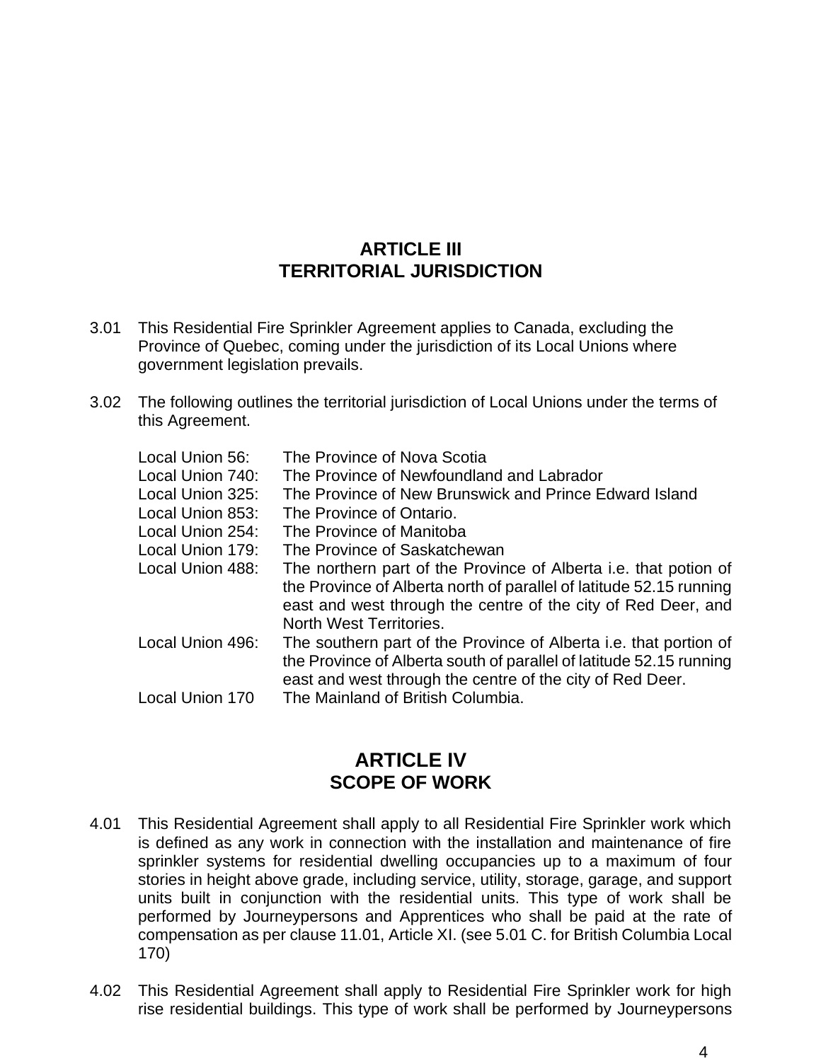## ARTICLE III
## TERRITORIAL JURISDICTION

3.01 This Residential Fire Sprinkler Agreement applies to Canada, excluding the Province of Quebec, coming under the jurisdiction of its Local Unions where government legislation prevails.

3.02 The following outlines the territorial jurisdiction of Local Unions under the terms of this Agreement.

| | |
|---|---|
| Local Union 56: | The Province of Nova Scotia |
| Local Union 740: | The Province of Newfoundland and Labrador |
| Local Union 325: | The Province of New Brunswick and Prince Edward Island |
| Local Union 853: | The Province of Ontario. |
| Local Union 254: | The Province of Manitoba |
| Local Union 179: | The Province of Saskatchewan |
| Local Union 488: | The northern part of the Province of Alberta i.e. that potion of the Province of Alberta north of parallel of latitude 52.15 running east and west through the centre of the city of Red Deer, and North West Territories. |
| Local Union 496: | The southern part of the Province of Alberta i.e. that portion of the Province of Alberta south of parallel of latitude 52.15 running east and west through the centre of the city of Red Deer. |
| Local Union 170 | The Mainland of British Columbia. |

## ARTICLE IV
## SCOPE OF WORK

4.01 This Residential Agreement shall apply to all Residential Fire Sprinkler work which is defined as any work in connection with the installation and maintenance of fire sprinkler systems for residential dwelling occupancies up to a maximum of four stories in height above grade, including service, utility, storage, garage, and support units built in conjunction with the residential units. This type of work shall be performed by Journeypersons and Apprentices who shall be paid at the rate of compensation as per clause 11.01, Article XI. (see 5.01 C. for British Columbia Local 170)

4.02 This Residential Agreement shall apply to Residential Fire Sprinkler work for high rise residential buildings. This type of work shall be performed by Journeypersons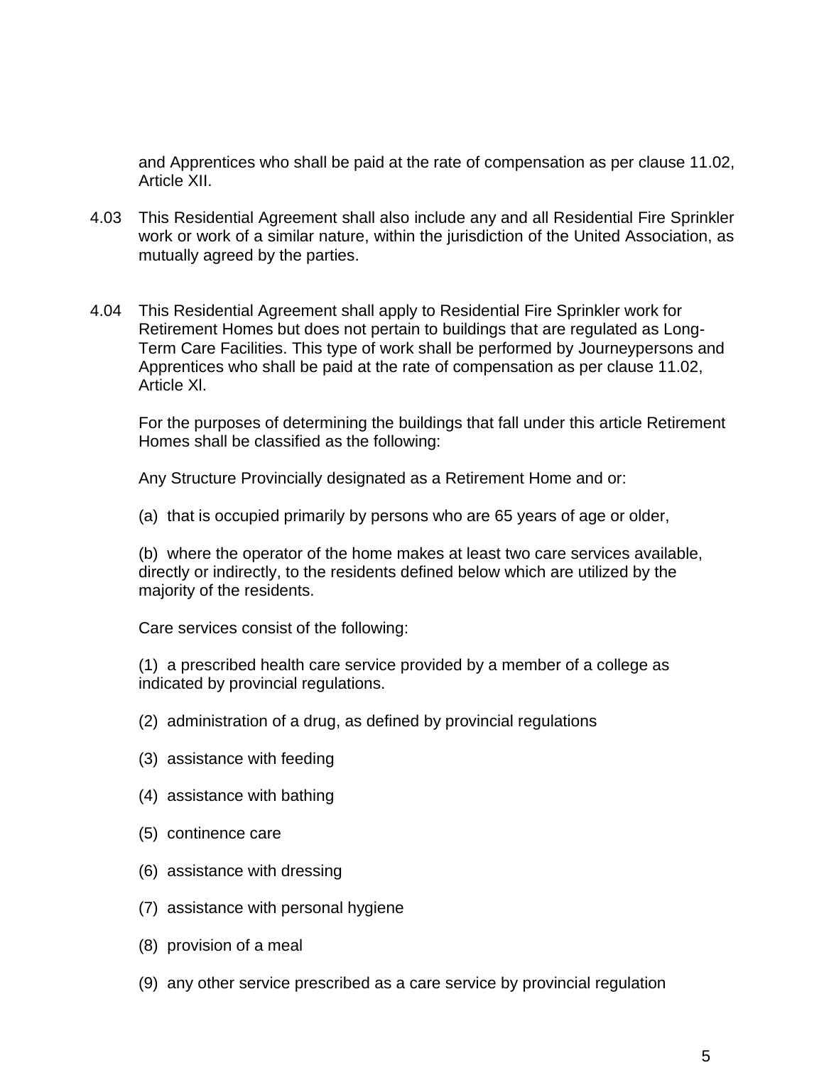and Apprentices who shall be paid at the rate of compensation as per clause 11.02, Article XII.

4.03 This Residential Agreement shall also include any and all Residential Fire Sprinkler work or work of a similar nature, within the jurisdiction of the United Association, as mutually agreed by the parties.

4.04 This Residential Agreement shall apply to Residential Fire Sprinkler work for Retirement Homes but does not pertain to buildings that are regulated as Long-Term Care Facilities. This type of work shall be performed by Journeypersons and Apprentices who shall be paid at the rate of compensation as per clause 11.02, Article Xl.

For the purposes of determining the buildings that fall under this article Retirement Homes shall be classified as the following:

Any Structure Provincially designated as a Retirement Home and or:

(a) that is occupied primarily by persons who are 65 years of age or older,

(b) where the operator of the home makes at least two care services available, directly or indirectly, to the residents defined below which are utilized by the majority of the residents.

Care services consist of the following:

(1) a prescribed health care service provided by a member of a college as indicated by provincial regulations.

(2) administration of a drug, as defined by provincial regulations

(3) assistance with feeding

(4) assistance with bathing

(5) continence care

(6) assistance with dressing

(7) assistance with personal hygiene

(8) provision of a meal

(9) any other service prescribed as a care service by provincial regulation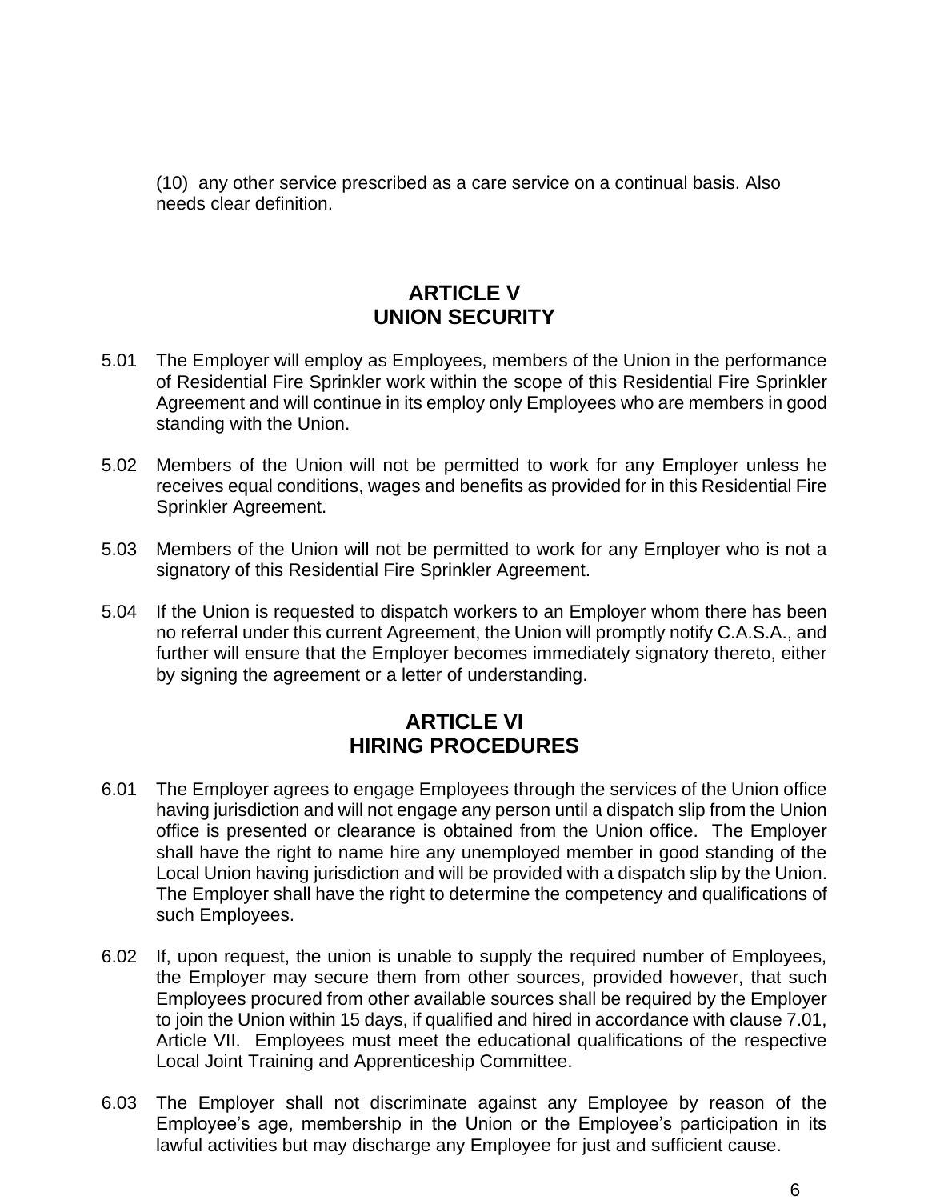(10) any other service prescribed as a care service on a continual basis. Also needs clear definition.

## ARTICLE V
## UNION SECURITY

5.01 The Employer will employ as Employees, members of the Union in the performance of Residential Fire Sprinkler work within the scope of this Residential Fire Sprinkler Agreement and will continue in its employ only Employees who are members in good standing with the Union.

5.02 Members of the Union will not be permitted to work for any Employer unless he receives equal conditions, wages and benefits as provided for in this Residential Fire Sprinkler Agreement.

5.03 Members of the Union will not be permitted to work for any Employer who is not a signatory of this Residential Fire Sprinkler Agreement.

5.04 If the Union is requested to dispatch workers to an Employer whom there has been no referral under this current Agreement, the Union will promptly notify C.A.S.A., and further will ensure that the Employer becomes immediately signatory thereto, either by signing the agreement or a letter of understanding.

## ARTICLE VI
## HIRING PROCEDURES

6.01 The Employer agrees to engage Employees through the services of the Union office having jurisdiction and will not engage any person until a dispatch slip from the Union office is presented or clearance is obtained from the Union office. The Employer shall have the right to name hire any unemployed member in good standing of the Local Union having jurisdiction and will be provided with a dispatch slip by the Union. The Employer shall have the right to determine the competency and qualifications of such Employees.

6.02 If, upon request, the union is unable to supply the required number of Employees, the Employer may secure them from other sources, provided however, that such Employees procured from other available sources shall be required by the Employer to join the Union within 15 days, if qualified and hired in accordance with clause 7.01, Article VII. Employees must meet the educational qualifications of the respective Local Joint Training and Apprenticeship Committee.

6.03 The Employer shall not discriminate against any Employee by reason of the Employee's age, membership in the Union or the Employee's participation in its lawful activities but may discharge any Employee for just and sufficient cause.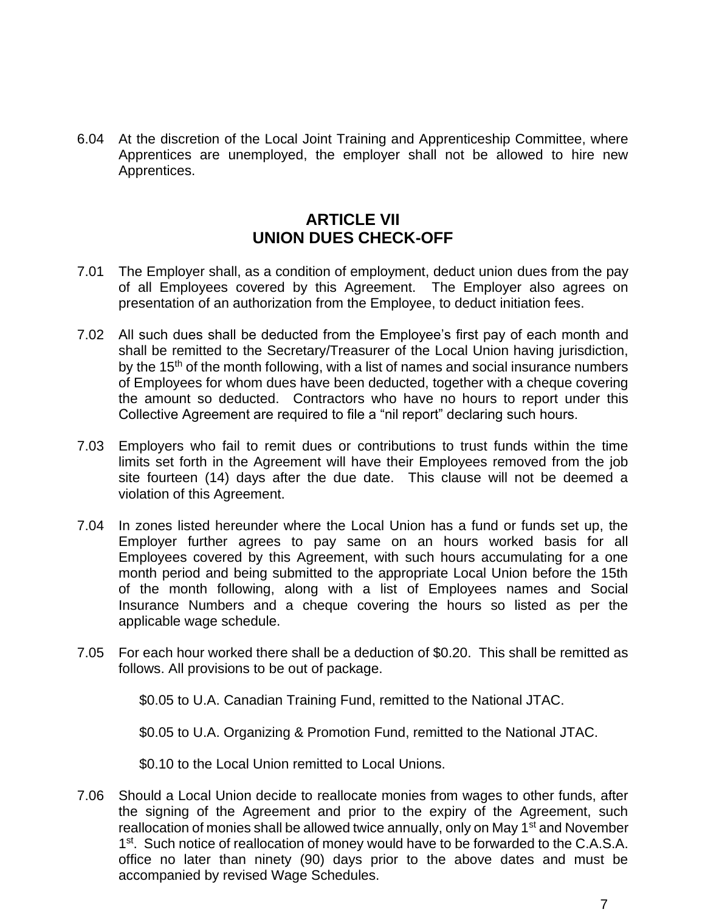6.04 At the discretion of the Local Joint Training and Apprenticeship Committee, where Apprentices are unemployed, the employer shall not be allowed to hire new Apprentices.

## ARTICLE VII
## UNION DUES CHECK-OFF

7.01 The Employer shall, as a condition of employment, deduct union dues from the pay of all Employees covered by this Agreement. The Employer also agrees on presentation of an authorization from the Employee, to deduct initiation fees.

7.02 All such dues shall be deducted from the Employee's first pay of each month and shall be remitted to the Secretary/Treasurer of the Local Union having jurisdiction, by the 15th of the month following, with a list of names and social insurance numbers of Employees for whom dues have been deducted, together with a cheque covering the amount so deducted. Contractors who have no hours to report under this Collective Agreement are required to file a "nil report" declaring such hours.

7.03 Employers who fail to remit dues or contributions to trust funds within the time limits set forth in the Agreement will have their Employees removed from the job site fourteen (14) days after the due date. This clause will not be deemed a violation of this Agreement.

7.04 In zones listed hereunder where the Local Union has a fund or funds set up, the Employer further agrees to pay same on an hours worked basis for all Employees covered by this Agreement, with such hours accumulating for a one month period and being submitted to the appropriate Local Union before the 15th of the month following, along with a list of Employees names and Social Insurance Numbers and a cheque covering the hours so listed as per the applicable wage schedule.

7.05 For each hour worked there shall be a deduction of $0.20. This shall be remitted as follows. All provisions to be out of package.

   $0.05 to U.A. Canadian Training Fund, remitted to the National JTAC.

   $0.05 to U.A. Organizing & Promotion Fund, remitted to the National JTAC.

   $0.10 to the Local Union remitted to Local Unions.

7.06 Should a Local Union decide to reallocate monies from wages to other funds, after the signing of the Agreement and prior to the expiry of the Agreement, such reallocation of monies shall be allowed twice annually, only on May 1st and November 1st. Such notice of reallocation of money would have to be forwarded to the C.A.S.A. office no later than ninety (90) days prior to the above dates and must be accompanied by revised Wage Schedules.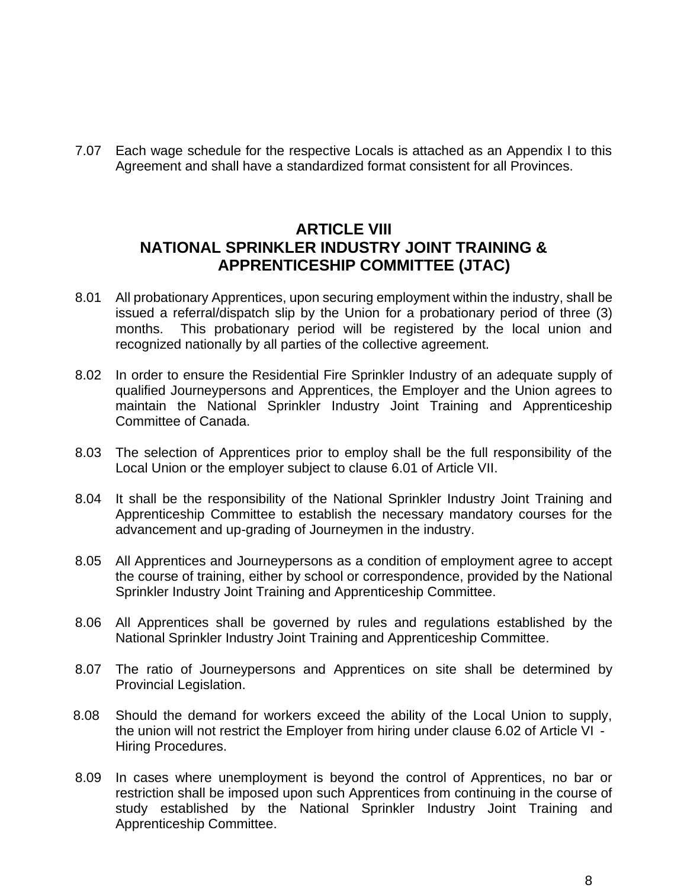7.07 Each wage schedule for the respective Locals is attached as an Appendix I to this Agreement and shall have a standardized format consistent for all Provinces.

## ARTICLE VIII
## NATIONAL SPRINKLER INDUSTRY JOINT TRAINING & APPRENTICESHIP COMMITTEE (JTAC)

8.01 All probationary Apprentices, upon securing employment within the industry, shall be issued a referral/dispatch slip by the Union for a probationary period of three (3) months. This probationary period will be registered by the local union and recognized nationally by all parties of the collective agreement.

8.02 In order to ensure the Residential Fire Sprinkler Industry of an adequate supply of qualified Journeypersons and Apprentices, the Employer and the Union agrees to maintain the National Sprinkler Industry Joint Training and Apprenticeship Committee of Canada.

8.03 The selection of Apprentices prior to employ shall be the full responsibility of the Local Union or the employer subject to clause 6.01 of Article VII.

8.04 It shall be the responsibility of the National Sprinkler Industry Joint Training and Apprenticeship Committee to establish the necessary mandatory courses for the advancement and up-grading of Journeymen in the industry.

8.05 All Apprentices and Journeypersons as a condition of employment agree to accept the course of training, either by school or correspondence, provided by the National Sprinkler Industry Joint Training and Apprenticeship Committee.

8.06 All Apprentices shall be governed by rules and regulations established by the National Sprinkler Industry Joint Training and Apprenticeship Committee.

8.07 The ratio of Journeypersons and Apprentices on site shall be determined by Provincial Legislation.

8.08 Should the demand for workers exceed the ability of the Local Union to supply, the union will not restrict the Employer from hiring under clause 6.02 of Article VI - Hiring Procedures.

8.09 In cases where unemployment is beyond the control of Apprentices, no bar or restriction shall be imposed upon such Apprentices from continuing in the course of study established by the National Sprinkler Industry Joint Training and Apprenticeship Committee.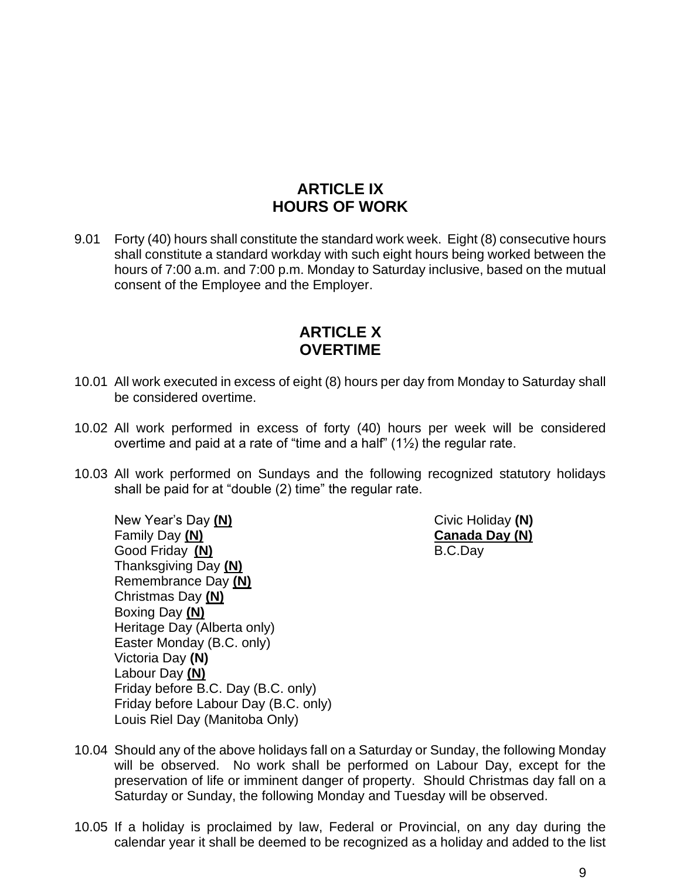## ARTICLE IX
## HOURS OF WORK

9.01 Forty (40) hours shall constitute the standard work week. Eight (8) consecutive hours shall constitute a standard workday with such eight hours being worked between the hours of 7:00 a.m. and 7:00 p.m. Monday to Saturday inclusive, based on the mutual consent of the Employee and the Employer.

## ARTICLE X
## OVERTIME

10.01 All work executed in excess of eight (8) hours per day from Monday to Saturday shall be considered overtime.

10.02 All work performed in excess of forty (40) hours per week will be considered overtime and paid at a rate of "time and a half" (1½) the regular rate.

10.03 All work performed on Sundays and the following recognized statutory holidays shall be paid for at "double (2) time" the regular rate.

New Year's Day **(N)**
Family Day **(N)**
Good Friday **(N)**
Thanksgiving Day **(N)**
Remembrance Day **(N)**
Christmas Day **(N)**
Boxing Day **(N)**
Heritage Day (Alberta only)
Easter Monday (B.C. only)
Victoria Day **(N)**
Labour Day **(N)**
Friday before B.C. Day (B.C. only)
Friday before Labour Day (B.C. only)
Louis Riel Day (Manitoba Only)
Civic Holiday **(N)**
**Canada Day (N)**
B.C.Day

10.04 Should any of the above holidays fall on a Saturday or Sunday, the following Monday will be observed. No work shall be performed on Labour Day, except for the preservation of life or imminent danger of property. Should Christmas day fall on a Saturday or Sunday, the following Monday and Tuesday will be observed.

10.05 If a holiday is proclaimed by law, Federal or Provincial, on any day during the calendar year it shall be deemed to be recognized as a holiday and added to the list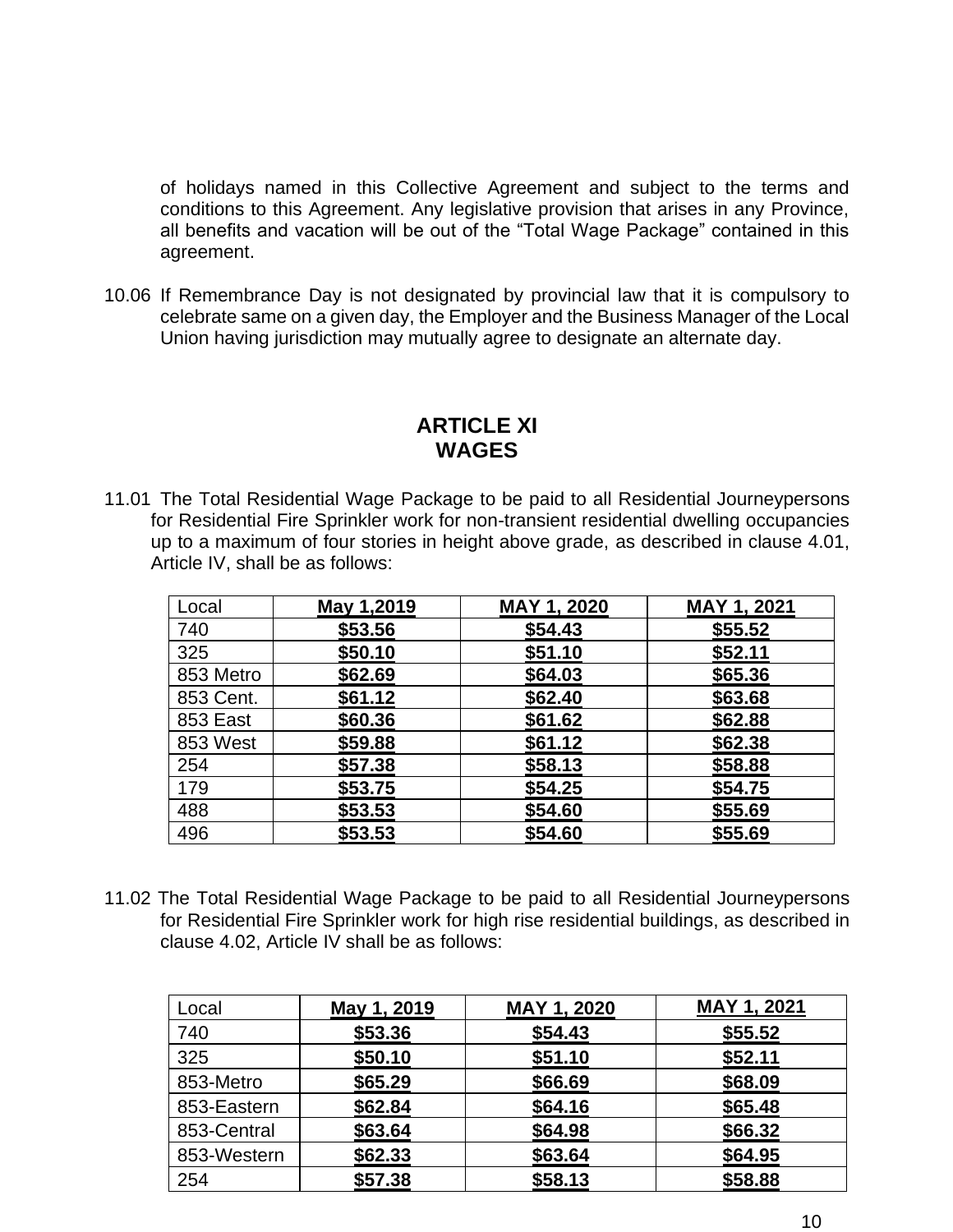of holidays named in this Collective Agreement and subject to the terms and conditions to this Agreement. Any legislative provision that arises in any Province, all benefits and vacation will be out of the "Total Wage Package" contained in this agreement.

10.06 If Remembrance Day is not designated by provincial law that it is compulsory to celebrate same on a given day, the Employer and the Business Manager of the Local Union having jurisdiction may mutually agree to designate an alternate day.

## ARTICLE XI
## WAGES

11.01 The Total Residential Wage Package to be paid to all Residential Journeypersons for Residential Fire Sprinkler work for non-transient residential dwelling occupancies up to a maximum of four stories in height above grade, as described in clause 4.01, Article IV, shall be as follows:

| Local | May 1,2019 | MAY 1, 2020 | MAY 1, 2021 |
|---|---|---|---|
| 740 | $53.56 | $54.43 | $55.52 |
| 325 | $50.10 | $51.10 | $52.11 |
| 853 Metro | $62.69 | $64.03 | $65.36 |
| 853 Cent. | $61.12 | $62.40 | $63.68 |
| 853 East | $60.36 | $61.62 | $62.88 |
| 853 West | $59.88 | $61.12 | $62.38 |
| 254 | $57.38 | $58.13 | $58.88 |
| 179 | $53.75 | $54.25 | $54.75 |
| 488 | $53.53 | $54.60 | $55.69 |
| 496 | $53.53 | $54.60 | $55.69 |

11.02 The Total Residential Wage Package to be paid to all Residential Journeypersons for Residential Fire Sprinkler work for high rise residential buildings, as described in clause 4.02, Article IV shall be as follows:

| Local | May 1, 2019 | MAY 1, 2020 | MAY 1, 2021 |
|---|---|---|---|
| 740 | $53.36 | $54.43 | $55.52 |
| 325 | $50.10 | $51.10 | $52.11 |
| 853-Metro | $65.29 | $66.69 | $68.09 |
| 853-Eastern | $62.84 | $64.16 | $65.48 |
| 853-Central | $63.64 | $64.98 | $66.32 |
| 853-Western | $62.33 | $63.64 | $64.95 |
| 254 | $57.38 | $58.13 | $58.88 |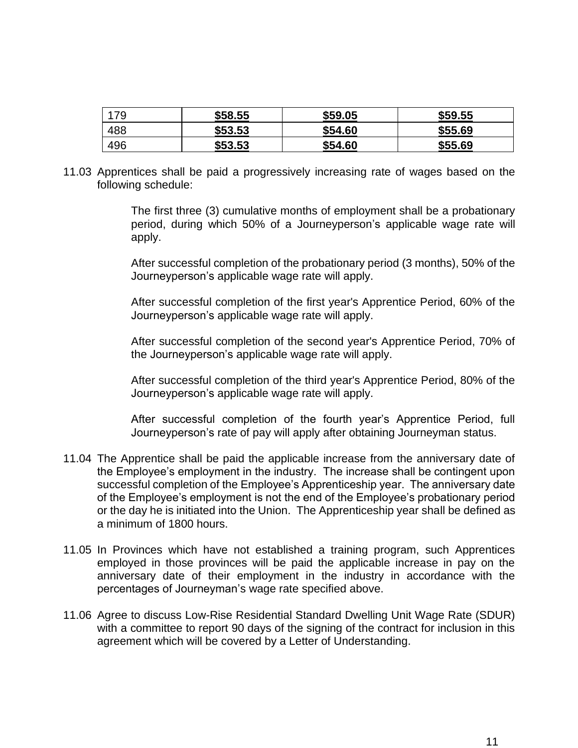| 179 | **$58.55** | **$59.05** | **$59.55** |
|---|---|---|---|
| 488 | **$53.53** | **$54.60** | **$55.69** |
| 496 | **$53.53** | **$54.60** | **$55.69** |

11.03 Apprentices shall be paid a progressively increasing rate of wages based on the following schedule:

The first three (3) cumulative months of employment shall be a probationary period, during which 50% of a Journeyperson's applicable wage rate will apply.

After successful completion of the probationary period (3 months), 50% of the Journeyperson's applicable wage rate will apply.

After successful completion of the first year's Apprentice Period, 60% of the Journeyperson's applicable wage rate will apply.

After successful completion of the second year's Apprentice Period, 70% of the Journeyperson's applicable wage rate will apply.

After successful completion of the third year's Apprentice Period, 80% of the Journeyperson's applicable wage rate will apply.

After successful completion of the fourth year's Apprentice Period, full Journeyperson's rate of pay will apply after obtaining Journeyman status.

11.04 The Apprentice shall be paid the applicable increase from the anniversary date of the Employee's employment in the industry. The increase shall be contingent upon successful completion of the Employee's Apprenticeship year. The anniversary date of the Employee's employment is not the end of the Employee's probationary period or the day he is initiated into the Union. The Apprenticeship year shall be defined as a minimum of 1800 hours.

11.05 In Provinces which have not established a training program, such Apprentices employed in those provinces will be paid the applicable increase in pay on the anniversary date of their employment in the industry in accordance with the percentages of Journeyman's wage rate specified above.

11.06 Agree to discuss Low-Rise Residential Standard Dwelling Unit Wage Rate (SDUR) with a committee to report 90 days of the signing of the contract for inclusion in this agreement which will be covered by a Letter of Understanding.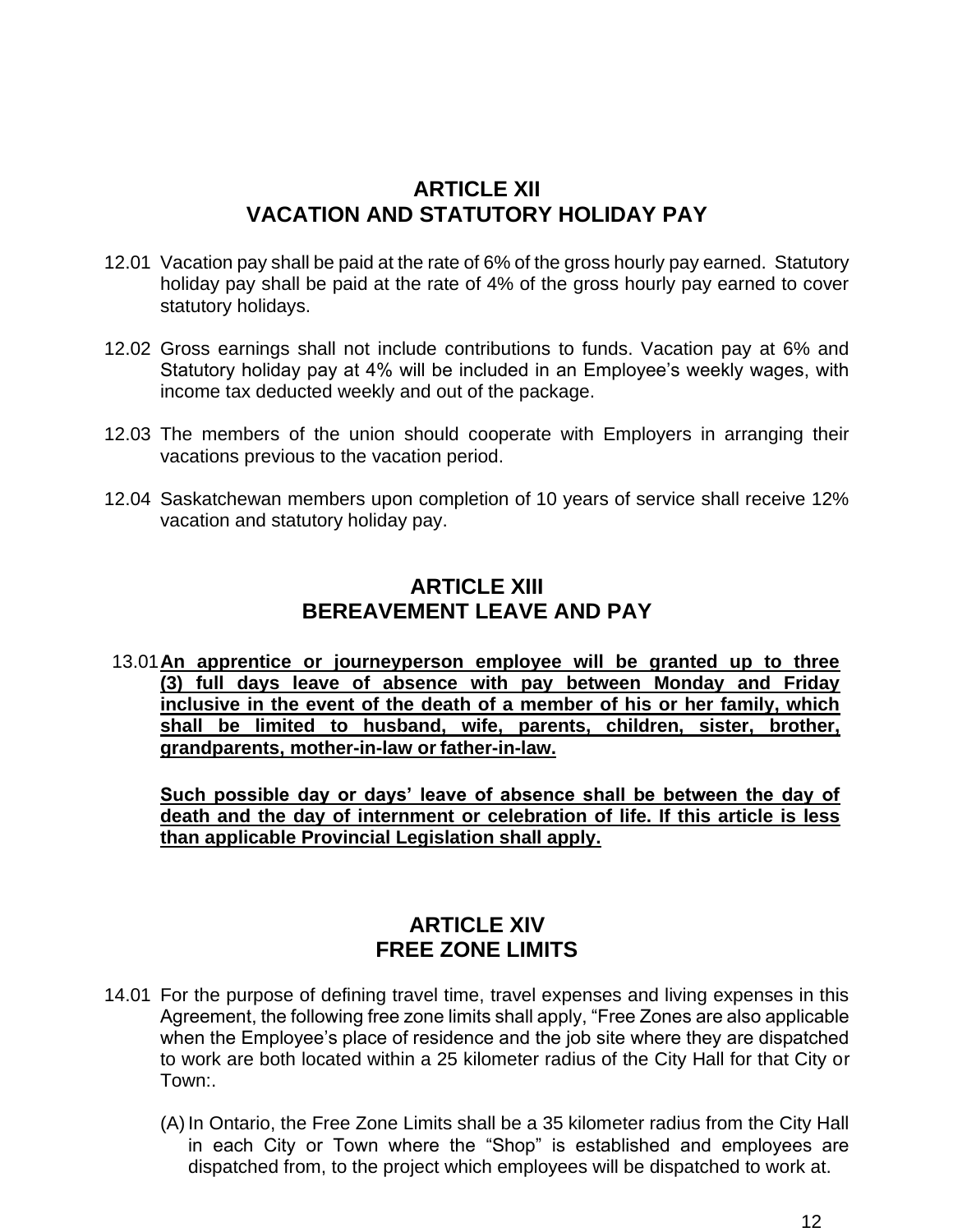## ARTICLE XII
## VACATION AND STATUTORY HOLIDAY PAY

12.01 Vacation pay shall be paid at the rate of 6% of the gross hourly pay earned. Statutory holiday pay shall be paid at the rate of 4% of the gross hourly pay earned to cover statutory holidays.

12.02 Gross earnings shall not include contributions to funds. Vacation pay at 6% and Statutory holiday pay at 4% will be included in an Employee's weekly wages, with income tax deducted weekly and out of the package.

12.03 The members of the union should cooperate with Employers in arranging their vacations previous to the vacation period.

12.04 Saskatchewan members upon completion of 10 years of service shall receive 12% vacation and statutory holiday pay.

## ARTICLE XIII
## BEREAVEMENT LEAVE AND PAY

13.01 **An apprentice or journeyperson employee will be granted up to three (3) full days leave of absence with pay between Monday and Friday inclusive in the event of the death of a member of his or her family, which shall be limited to husband, wife, parents, children, sister, brother, grandparents, mother-in-law or father-in-law.**

**Such possible day or days' leave of absence shall be between the day of death and the day of internment or celebration of life. If this article is less than applicable Provincial Legislation shall apply.**

## ARTICLE XIV
## FREE ZONE LIMITS

14.01 For the purpose of defining travel time, travel expenses and living expenses in this Agreement, the following free zone limits shall apply, "Free Zones are also applicable when the Employee's place of residence and the job site where they are dispatched to work are both located within a 25 kilometer radius of the City Hall for that City or Town:.

(A) In Ontario, the Free Zone Limits shall be a 35 kilometer radius from the City Hall in each City or Town where the "Shop" is established and employees are dispatched from, to the project which employees will be dispatched to work at.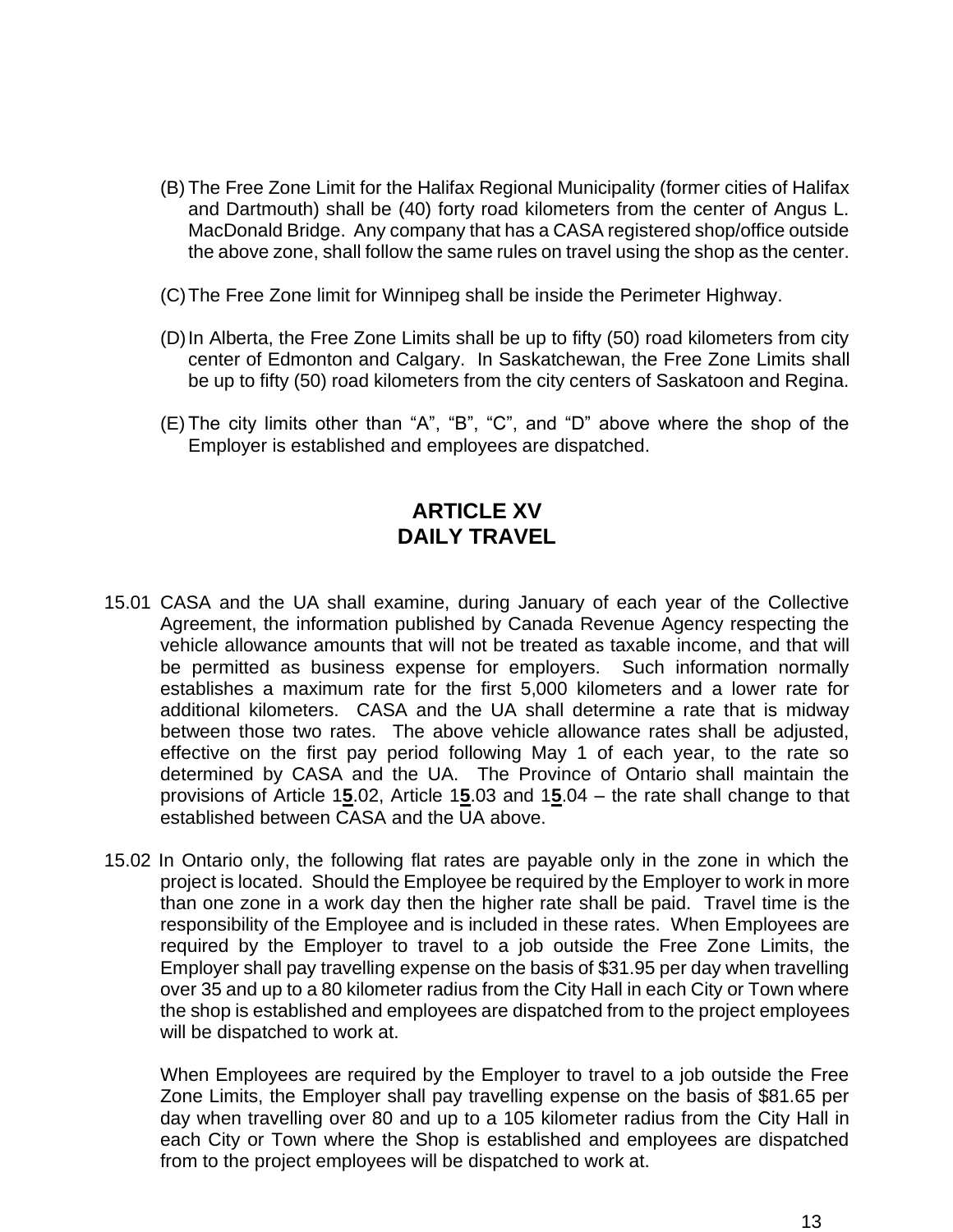(B) The Free Zone Limit for the Halifax Regional Municipality (former cities of Halifax and Dartmouth) shall be (40) forty road kilometers from the center of Angus L. MacDonald Bridge. Any company that has a CASA registered shop/office outside the above zone, shall follow the same rules on travel using the shop as the center.

(C) The Free Zone limit for Winnipeg shall be inside the Perimeter Highway.

(D) In Alberta, the Free Zone Limits shall be up to fifty (50) road kilometers from city center of Edmonton and Calgary. In Saskatchewan, the Free Zone Limits shall be up to fifty (50) road kilometers from the city centers of Saskatoon and Regina.

(E) The city limits other than "A", "B", "C", and "D" above where the shop of the Employer is established and employees are dispatched.

## ARTICLE XV
## DAILY TRAVEL

15.01 CASA and the UA shall examine, during January of each year of the Collective Agreement, the information published by Canada Revenue Agency respecting the vehicle allowance amounts that will not be treated as taxable income, and that will be permitted as business expense for employers. Such information normally establishes a maximum rate for the first 5,000 kilometers and a lower rate for additional kilometers. CASA and the UA shall determine a rate that is midway between those two rates. The above vehicle allowance rates shall be adjusted, effective on the first pay period following May 1 of each year, to the rate so determined by CASA and the UA. The Province of Ontario shall maintain the provisions of Article 1**5**.02, Article 1**5**.03 and 1**5**.04 – the rate shall change to that established between CASA and the UA above.

15.02 In Ontario only, the following flat rates are payable only in the zone in which the project is located. Should the Employee be required by the Employer to work in more than one zone in a work day then the higher rate shall be paid. Travel time is the responsibility of the Employee and is included in these rates. When Employees are required by the Employer to travel to a job outside the Free Zone Limits, the Employer shall pay travelling expense on the basis of $31.95 per day when travelling over 35 and up to a 80 kilometer radius from the City Hall in each City or Town where the shop is established and employees are dispatched from to the project employees will be dispatched to work at.

When Employees are required by the Employer to travel to a job outside the Free Zone Limits, the Employer shall pay travelling expense on the basis of $81.65 per day when travelling over 80 and up to a 105 kilometer radius from the City Hall in each City or Town where the Shop is established and employees are dispatched from to the project employees will be dispatched to work at.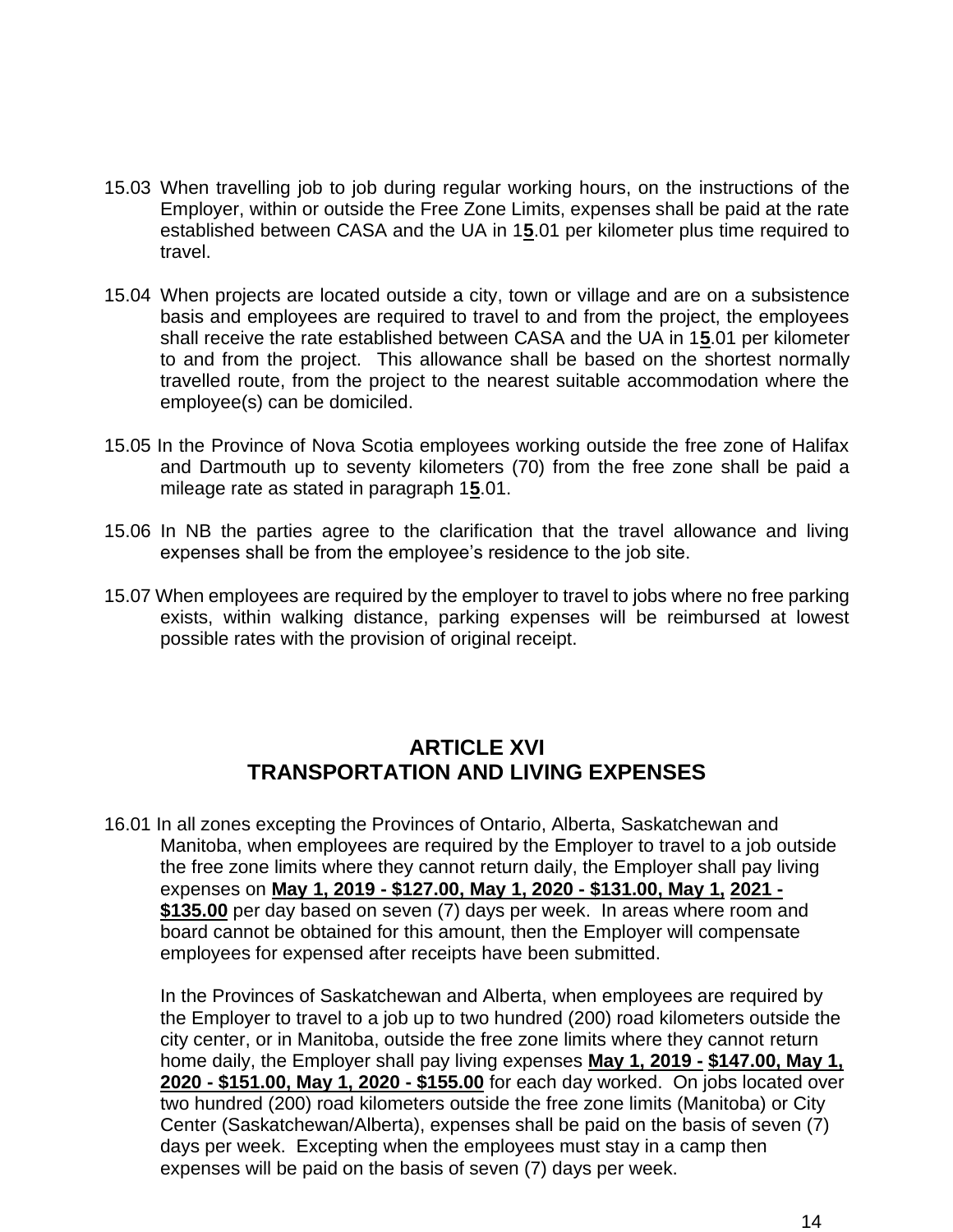15.03 When travelling job to job during regular working hours, on the instructions of the Employer, within or outside the Free Zone Limits, expenses shall be paid at the rate established between CASA and the UA in 1**5**.01 per kilometer plus time required to travel.

15.04 When projects are located outside a city, town or village and are on a subsistence basis and employees are required to travel to and from the project, the employees shall receive the rate established between CASA and the UA in 1**5**.01 per kilometer to and from the project. This allowance shall be based on the shortest normally travelled route, from the project to the nearest suitable accommodation where the employee(s) can be domiciled.

15.05 In the Province of Nova Scotia employees working outside the free zone of Halifax and Dartmouth up to seventy kilometers (70) from the free zone shall be paid a mileage rate as stated in paragraph 1**5**.01.

15.06 In NB the parties agree to the clarification that the travel allowance and living expenses shall be from the employee's residence to the job site.

15.07 When employees are required by the employer to travel to jobs where no free parking exists, within walking distance, parking expenses will be reimbursed at lowest possible rates with the provision of original receipt.

## ARTICLE XVI
## TRANSPORTATION AND LIVING EXPENSES

16.01 In all zones excepting the Provinces of Ontario, Alberta, Saskatchewan and Manitoba, when employees are required by the Employer to travel to a job outside the free zone limits where they cannot return daily, the Employer shall pay living expenses on **May 1, 2019 - $127.00, May 1, 2020 - $131.00, May 1, 2021 - $135.00** per day based on seven (7) days per week. In areas where room and board cannot be obtained for this amount, then the Employer will compensate employees for expensed after receipts have been submitted.

In the Provinces of Saskatchewan and Alberta, when employees are required by the Employer to travel to a job up to two hundred (200) road kilometers outside the city center, or in Manitoba, outside the free zone limits where they cannot return home daily, the Employer shall pay living expenses **May 1, 2019 - $147.00, May 1, 2020 - $151.00, May 1, 2020 - $155.00** for each day worked. On jobs located over two hundred (200) road kilometers outside the free zone limits (Manitoba) or City Center (Saskatchewan/Alberta), expenses shall be paid on the basis of seven (7) days per week. Excepting when the employees must stay in a camp then expenses will be paid on the basis of seven (7) days per week.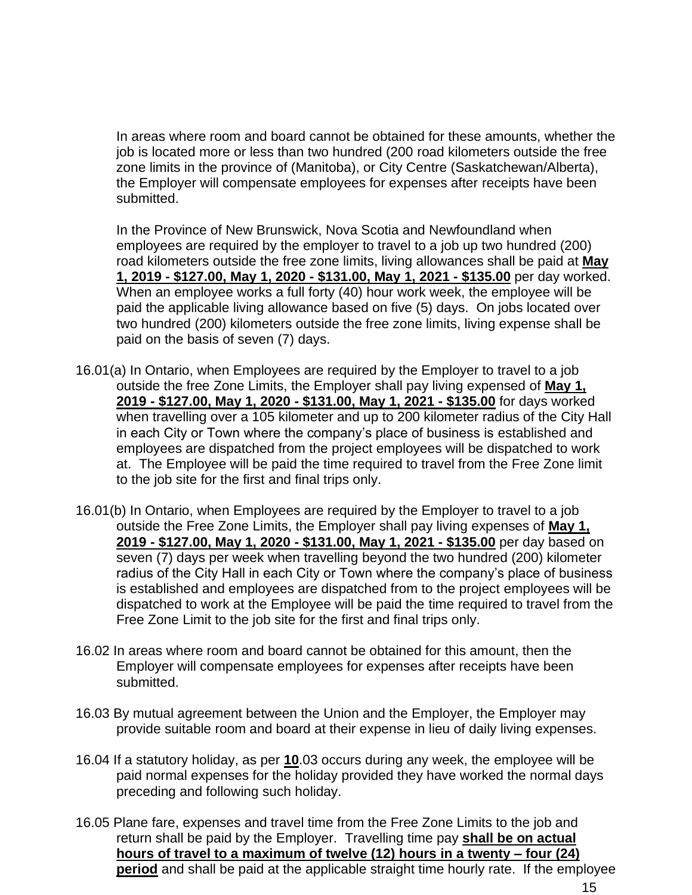In areas where room and board cannot be obtained for these amounts, whether the job is located more or less than two hundred (200 road kilometers outside the free zone limits in the province of (Manitoba), or City Centre (Saskatchewan/Alberta), the Employer will compensate employees for expenses after receipts have been submitted.

In the Province of New Brunswick, Nova Scotia and Newfoundland when employees are required by the employer to travel to a job up two hundred (200) road kilometers outside the free zone limits, living allowances shall be paid at **May 1, 2019 - $127.00, May 1, 2020 - $131.00, May 1, 2021 - $135.00** per day worked. When an employee works a full forty (40) hour work week, the employee will be paid the applicable living allowance based on five (5) days. On jobs located over two hundred (200) kilometers outside the free zone limits, living expense shall be paid on the basis of seven (7) days.

16.01(a) In Ontario, when Employees are required by the Employer to travel to a job outside the free Zone Limits, the Employer shall pay living expensed of **May 1, 2019 - $127.00, May 1, 2020 - $131.00, May 1, 2021 - $135.00** for days worked when travelling over a 105 kilometer and up to 200 kilometer radius of the City Hall in each City or Town where the company's place of business is established and employees are dispatched from the project employees will be dispatched to work at. The Employee will be paid the time required to travel from the Free Zone limit to the job site for the first and final trips only.

16.01(b) In Ontario, when Employees are required by the Employer to travel to a job outside the Free Zone Limits, the Employer shall pay living expenses of **May 1, 2019 - $127.00, May 1, 2020 - $131.00, May 1, 2021 - $135.00** per day based on seven (7) days per week when travelling beyond the two hundred (200) kilometer radius of the City Hall in each City or Town where the company's place of business is established and employees are dispatched from to the project employees will be dispatched to work at the Employee will be paid the time required to travel from the Free Zone Limit to the job site for the first and final trips only.

16.02 In areas where room and board cannot be obtained for this amount, then the Employer will compensate employees for expenses after receipts have been submitted.

16.03 By mutual agreement between the Union and the Employer, the Employer may provide suitable room and board at their expense in lieu of daily living expenses.

16.04 If a statutory holiday, as per **10**.03 occurs during any week, the employee will be paid normal expenses for the holiday provided they have worked the normal days preceding and following such holiday.

16.05 Plane fare, expenses and travel time from the Free Zone Limits to the job and return shall be paid by the Employer. Travelling time pay **shall be on actual hours of travel to a maximum of twelve (12) hours in a twenty – four (24) period** and shall be paid at the applicable straight time hourly rate. If the employee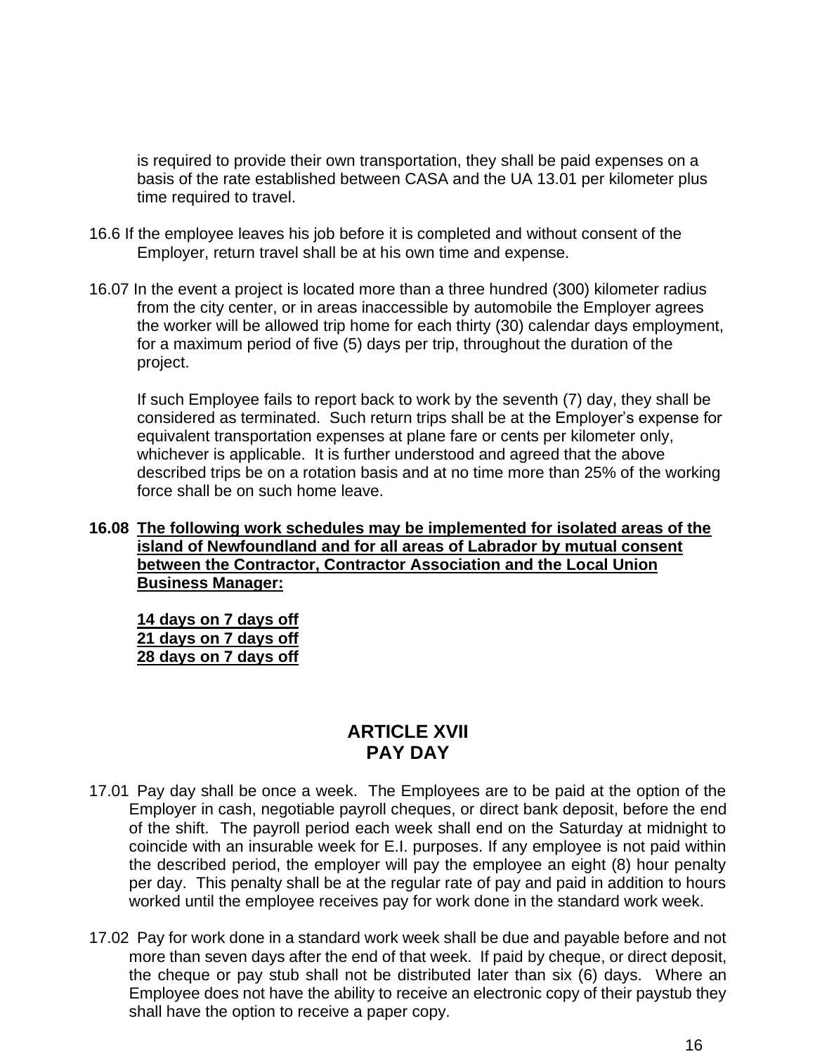is required to provide their own transportation, they shall be paid expenses on a basis of the rate established between CASA and the UA 13.01 per kilometer plus time required to travel.

16.6 If the employee leaves his job before it is completed and without consent of the Employer, return travel shall be at his own time and expense.

16.07 In the event a project is located more than a three hundred (300) kilometer radius from the city center, or in areas inaccessible by automobile the Employer agrees the worker will be allowed trip home for each thirty (30) calendar days employment, for a maximum period of five (5) days per trip, throughout the duration of the project.

If such Employee fails to report back to work by the seventh (7) day, they shall be considered as terminated. Such return trips shall be at the Employer's expense for equivalent transportation expenses at plane fare or cents per kilometer only, whichever is applicable. It is further understood and agreed that the above described trips be on a rotation basis and at no time more than 25% of the working force shall be on such home leave.

**16.08 <u>The following work schedules may be implemented for isolated areas of the island of Newfoundland and for all areas of Labrador by mutual consent between the Contractor, Contractor Association and the Local Union Business Manager:</u>**

**<u>14 days on 7 days off</u>**
**<u>21 days on 7 days off</u>**
**<u>28 days on 7 days off</u>**

## ARTICLE XVII
## PAY DAY

17.01 Pay day shall be once a week. The Employees are to be paid at the option of the Employer in cash, negotiable payroll cheques, or direct bank deposit, before the end of the shift. The payroll period each week shall end on the Saturday at midnight to coincide with an insurable week for E.I. purposes. If any employee is not paid within the described period, the employer will pay the employee an eight (8) hour penalty per day. This penalty shall be at the regular rate of pay and paid in addition to hours worked until the employee receives pay for work done in the standard work week.

17.02 Pay for work done in a standard work week shall be due and payable before and not more than seven days after the end of that week. If paid by cheque, or direct deposit, the cheque or pay stub shall not be distributed later than six (6) days. Where an Employee does not have the ability to receive an electronic copy of their paystub they shall have the option to receive a paper copy.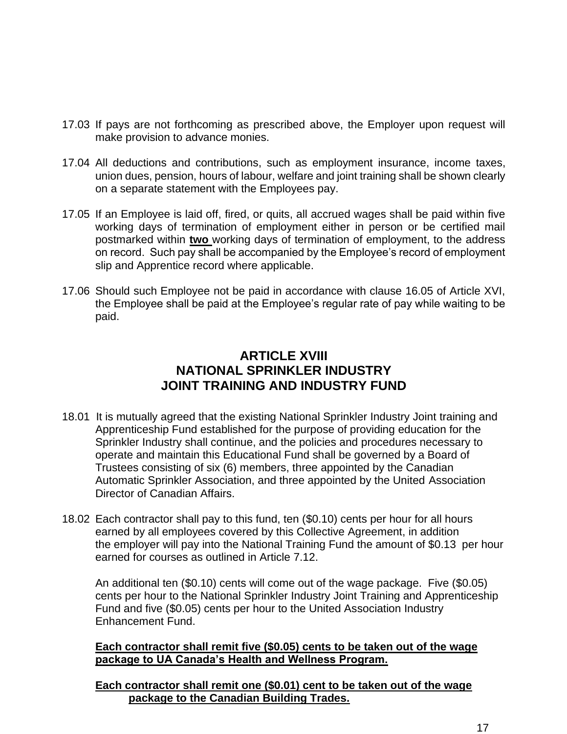17.03 If pays are not forthcoming as prescribed above, the Employer upon request will make provision to advance monies.

17.04 All deductions and contributions, such as employment insurance, income taxes, union dues, pension, hours of labour, welfare and joint training shall be shown clearly on a separate statement with the Employees pay.

17.05 If an Employee is laid off, fired, or quits, all accrued wages shall be paid within five working days of termination of employment either in person or be certified mail postmarked within **two** working days of termination of employment, to the address on record. Such pay shall be accompanied by the Employee's record of employment slip and Apprentice record where applicable.

17.06 Should such Employee not be paid in accordance with clause 16.05 of Article XVI, the Employee shall be paid at the Employee's regular rate of pay while waiting to be paid.

## ARTICLE XVIII
## NATIONAL SPRINKLER INDUSTRY
## JOINT TRAINING AND INDUSTRY FUND

18.01 It is mutually agreed that the existing National Sprinkler Industry Joint training and Apprenticeship Fund established for the purpose of providing education for the Sprinkler Industry shall continue, and the policies and procedures necessary to operate and maintain this Educational Fund shall be governed by a Board of Trustees consisting of six (6) members, three appointed by the Canadian Automatic Sprinkler Association, and three appointed by the United Association Director of Canadian Affairs.

18.02 Each contractor shall pay to this fund, ten ($0.10) cents per hour for all hours earned by all employees covered by this Collective Agreement, in addition the employer will pay into the National Training Fund the amount of $0.13 per hour earned for courses as outlined in Article 7.12.

An additional ten ($0.10) cents will come out of the wage package. Five ($0.05) cents per hour to the National Sprinkler Industry Joint Training and Apprenticeship Fund and five ($0.05) cents per hour to the United Association Industry Enhancement Fund.

**Each contractor shall remit five ($0.05) cents to be taken out of the wage package to UA Canada's Health and Wellness Program.**

**Each contractor shall remit one ($0.01) cent to be taken out of the wage package to the Canadian Building Trades.**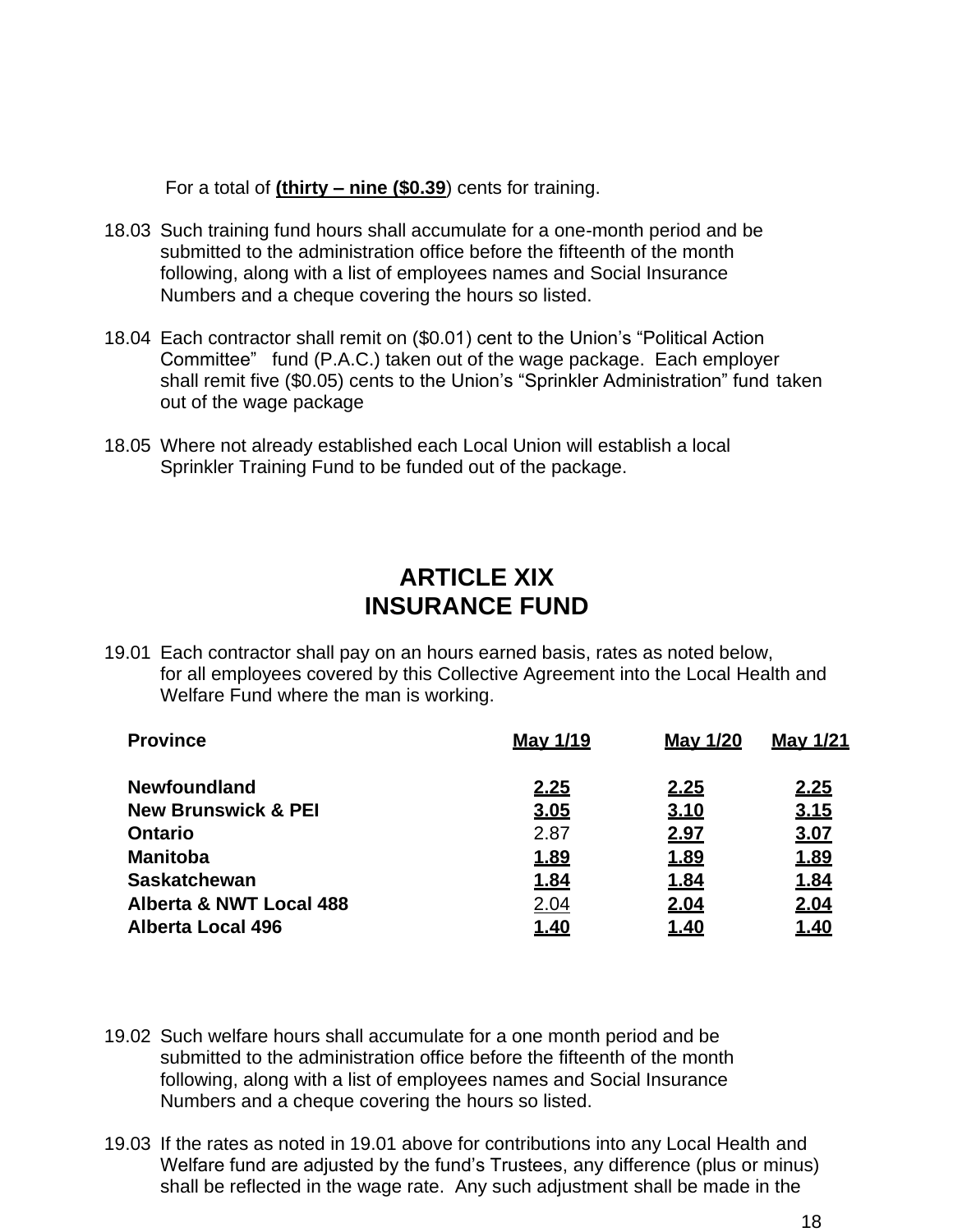For a total of **(thirty – nine ($0.39)** cents for training.

18.03 Such training fund hours shall accumulate for a one-month period and be submitted to the administration office before the fifteenth of the month following, along with a list of employees names and Social Insurance Numbers and a cheque covering the hours so listed.

18.04 Each contractor shall remit on ($0.01) cent to the Union's "Political Action Committee" fund (P.A.C.) taken out of the wage package. Each employer shall remit five ($0.05) cents to the Union's "Sprinkler Administration" fund taken out of the wage package

18.05 Where not already established each Local Union will establish a local Sprinkler Training Fund to be funded out of the package.

# ARTICLE XIX
# INSURANCE FUND

19.01 Each contractor shall pay on an hours earned basis, rates as noted below, for all employees covered by this Collective Agreement into the Local Health and Welfare Fund where the man is working.

| Province | May 1/19 | May 1/20 | May 1/21 |
|---|---|---|---|
| **Newfoundland** | **2.25** | **2.25** | **2.25** |
| **New Brunswick & PEI** | **3.05** | **3.10** | **3.15** |
| **Ontario** | 2.87 | **2.97** | **3.07** |
| **Manitoba** | **1.89** | **1.89** | **1.89** |
| **Saskatchewan** | **1.84** | **1.84** | **1.84** |
| **Alberta & NWT Local 488** | 2.04 | **2.04** | **2.04** |
| **Alberta Local 496** | **1.40** | **1.40** | **1.40** |

19.02 Such welfare hours shall accumulate for a one month period and be submitted to the administration office before the fifteenth of the month following, along with a list of employees names and Social Insurance Numbers and a cheque covering the hours so listed.

19.03 If the rates as noted in 19.01 above for contributions into any Local Health and Welfare fund are adjusted by the fund's Trustees, any difference (plus or minus) shall be reflected in the wage rate. Any such adjustment shall be made in the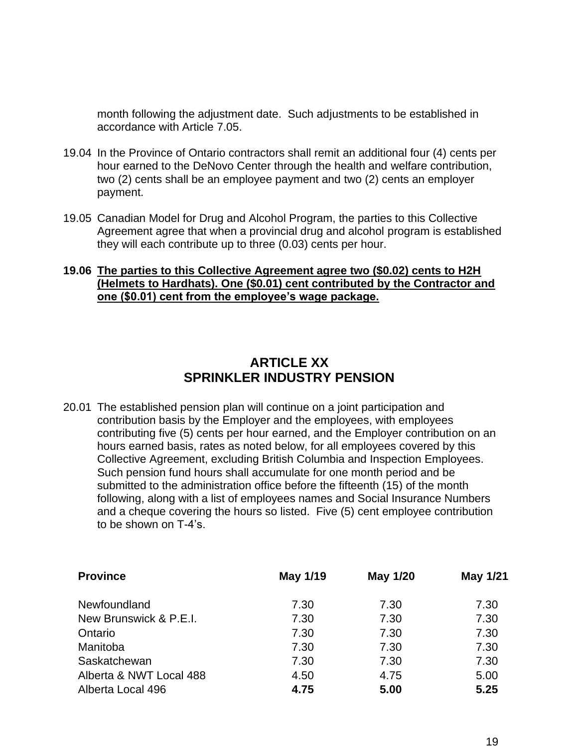month following the adjustment date. Such adjustments to be established in accordance with Article 7.05.

19.04 In the Province of Ontario contractors shall remit an additional four (4) cents per hour earned to the DeNovo Center through the health and welfare contribution, two (2) cents shall be an employee payment and two (2) cents an employer payment.

19.05 Canadian Model for Drug and Alcohol Program, the parties to this Collective Agreement agree that when a provincial drug and alcohol program is established they will each contribute up to three (0.03) cents per hour.

**19.06 <u>The parties to this Collective Agreement agree two ($0.02) cents to H2H (Helmets to Hardhats). One ($0.01) cent contributed by the Contractor and one ($0.01) cent from the employee's wage package.</u>**

## ARTICLE XX
## SPRINKLER INDUSTRY PENSION

20.01 The established pension plan will continue on a joint participation and contribution basis by the Employer and the employees, with employees contributing five (5) cents per hour earned, and the Employer contribution on an hours earned basis, rates as noted below, for all employees covered by this Collective Agreement, excluding British Columbia and Inspection Employees. Such pension fund hours shall accumulate for one month period and be submitted to the administration office before the fifteenth (15) of the month following, along with a list of employees names and Social Insurance Numbers and a cheque covering the hours so listed. Five (5) cent employee contribution to be shown on T-4's.

| Province | May 1/19 | May 1/20 | May 1/21 |
|---|---|---|---|
| Newfoundland | 7.30 | 7.30 | 7.30 |
| New Brunswick & P.E.I. | 7.30 | 7.30 | 7.30 |
| Ontario | 7.30 | 7.30 | 7.30 |
| Manitoba | 7.30 | 7.30 | 7.30 |
| Saskatchewan | 7.30 | 7.30 | 7.30 |
| Alberta & NWT Local 488 | 4.50 | 4.75 | 5.00 |
| Alberta Local 496 | **4.75** | **5.00** | **5.25** |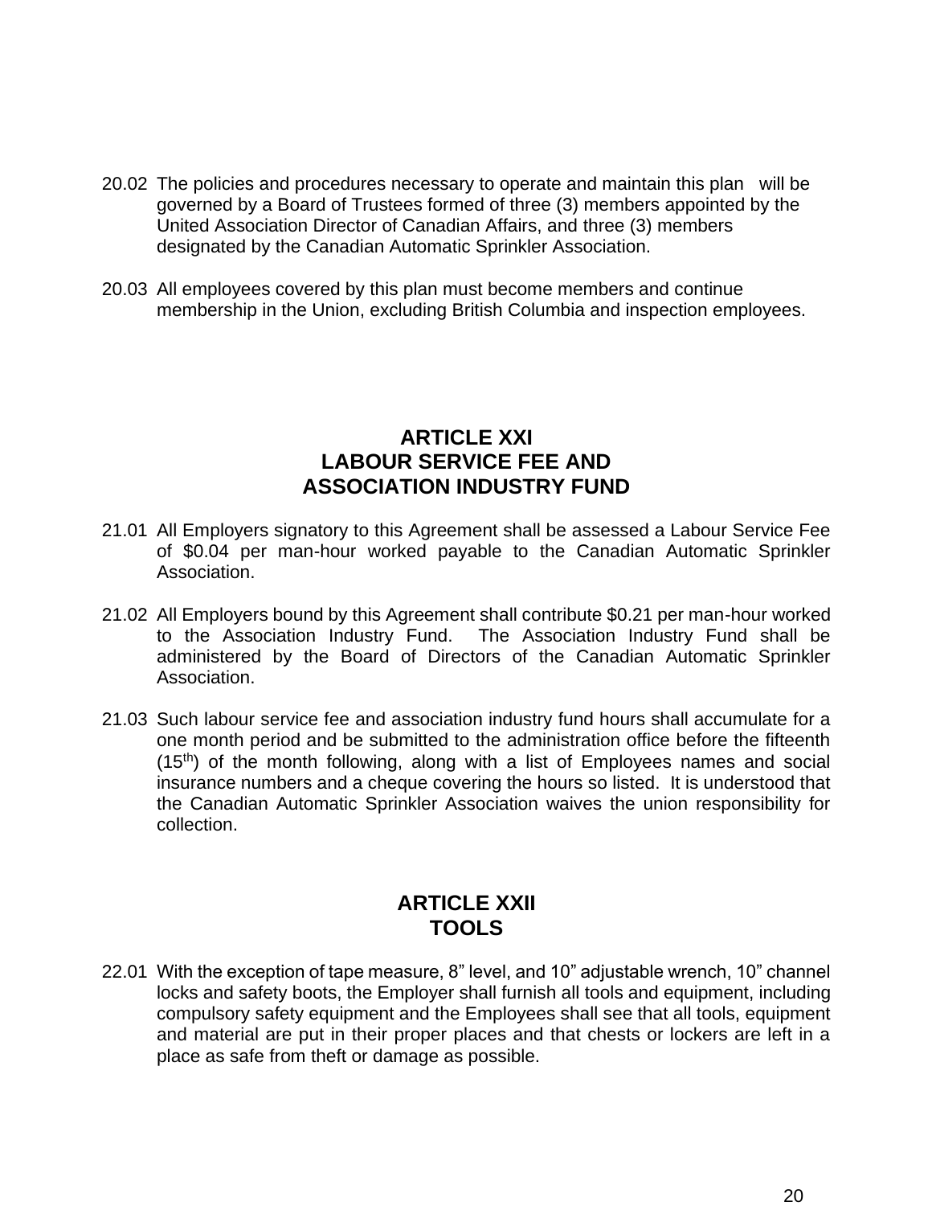20.02 The policies and procedures necessary to operate and maintain this plan will be governed by a Board of Trustees formed of three (3) members appointed by the United Association Director of Canadian Affairs, and three (3) members designated by the Canadian Automatic Sprinkler Association.

20.03 All employees covered by this plan must become members and continue membership in the Union, excluding British Columbia and inspection employees.

## ARTICLE XXI
## LABOUR SERVICE FEE AND ASSOCIATION INDUSTRY FUND

21.01 All Employers signatory to this Agreement shall be assessed a Labour Service Fee of $0.04 per man-hour worked payable to the Canadian Automatic Sprinkler Association.

21.02 All Employers bound by this Agreement shall contribute $0.21 per man-hour worked to the Association Industry Fund. The Association Industry Fund shall be administered by the Board of Directors of the Canadian Automatic Sprinkler Association.

21.03 Such labour service fee and association industry fund hours shall accumulate for a one month period and be submitted to the administration office before the fifteenth (15th) of the month following, along with a list of Employees names and social insurance numbers and a cheque covering the hours so listed. It is understood that the Canadian Automatic Sprinkler Association waives the union responsibility for collection.

## ARTICLE XXII
## TOOLS

22.01 With the exception of tape measure, 8" level, and 10" adjustable wrench, 10" channel locks and safety boots, the Employer shall furnish all tools and equipment, including compulsory safety equipment and the Employees shall see that all tools, equipment and material are put in their proper places and that chests or lockers are left in a place as safe from theft or damage as possible.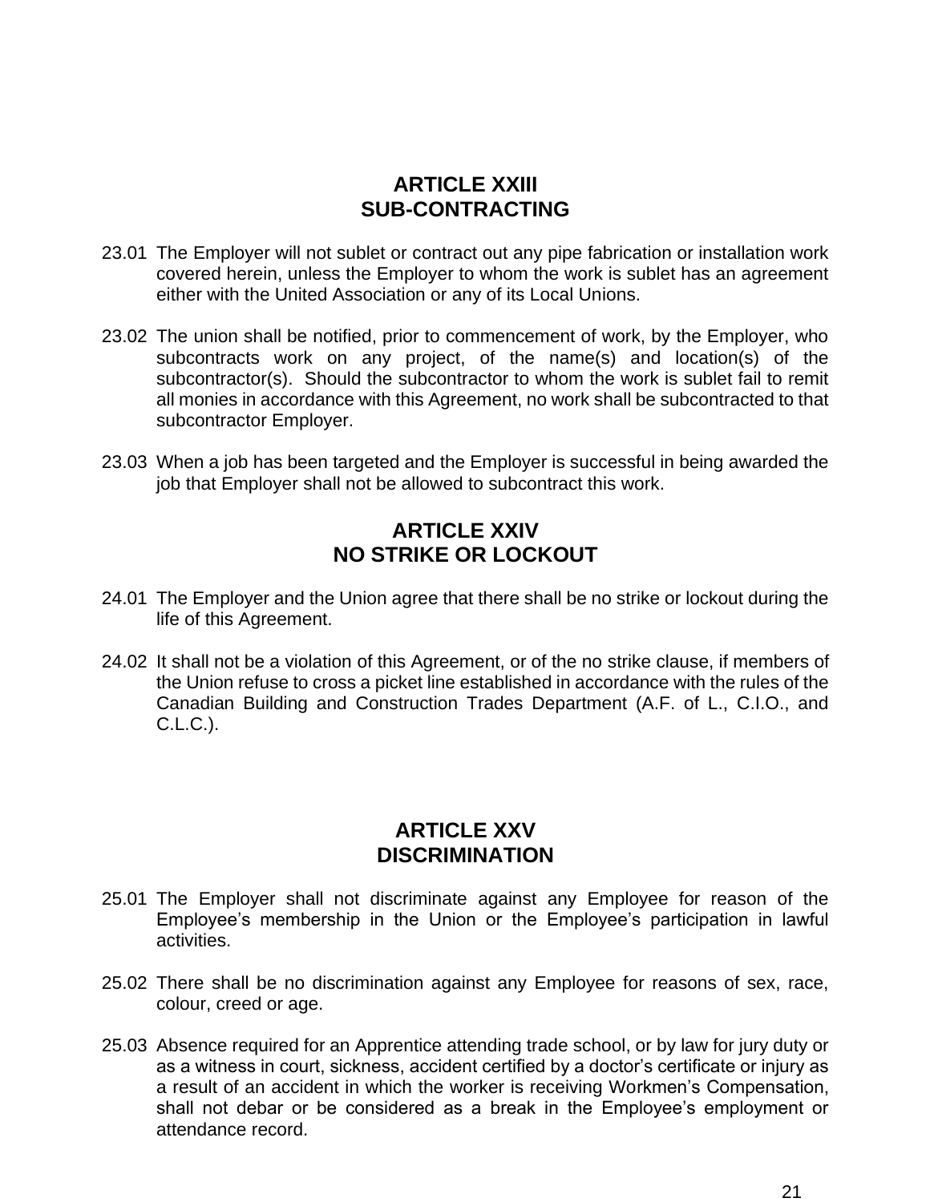## ARTICLE XXIII
## SUB-CONTRACTING

23.01 The Employer will not sublet or contract out any pipe fabrication or installation work covered herein, unless the Employer to whom the work is sublet has an agreement either with the United Association or any of its Local Unions.

23.02 The union shall be notified, prior to commencement of work, by the Employer, who subcontracts work on any project, of the name(s) and location(s) of the subcontractor(s). Should the subcontractor to whom the work is sublet fail to remit all monies in accordance with this Agreement, no work shall be subcontracted to that subcontractor Employer.

23.03 When a job has been targeted and the Employer is successful in being awarded the job that Employer shall not be allowed to subcontract this work.

## ARTICLE XXIV
## NO STRIKE OR LOCKOUT

24.01 The Employer and the Union agree that there shall be no strike or lockout during the life of this Agreement.

24.02 It shall not be a violation of this Agreement, or of the no strike clause, if members of the Union refuse to cross a picket line established in accordance with the rules of the Canadian Building and Construction Trades Department (A.F. of L., C.I.O., and C.L.C.).

## ARTICLE XXV
## DISCRIMINATION

25.01 The Employer shall not discriminate against any Employee for reason of the Employee's membership in the Union or the Employee's participation in lawful activities.

25.02 There shall be no discrimination against any Employee for reasons of sex, race, colour, creed or age.

25.03 Absence required for an Apprentice attending trade school, or by law for jury duty or as a witness in court, sickness, accident certified by a doctor's certificate or injury as a result of an accident in which the worker is receiving Workmen's Compensation, shall not debar or be considered as a break in the Employee's employment or attendance record.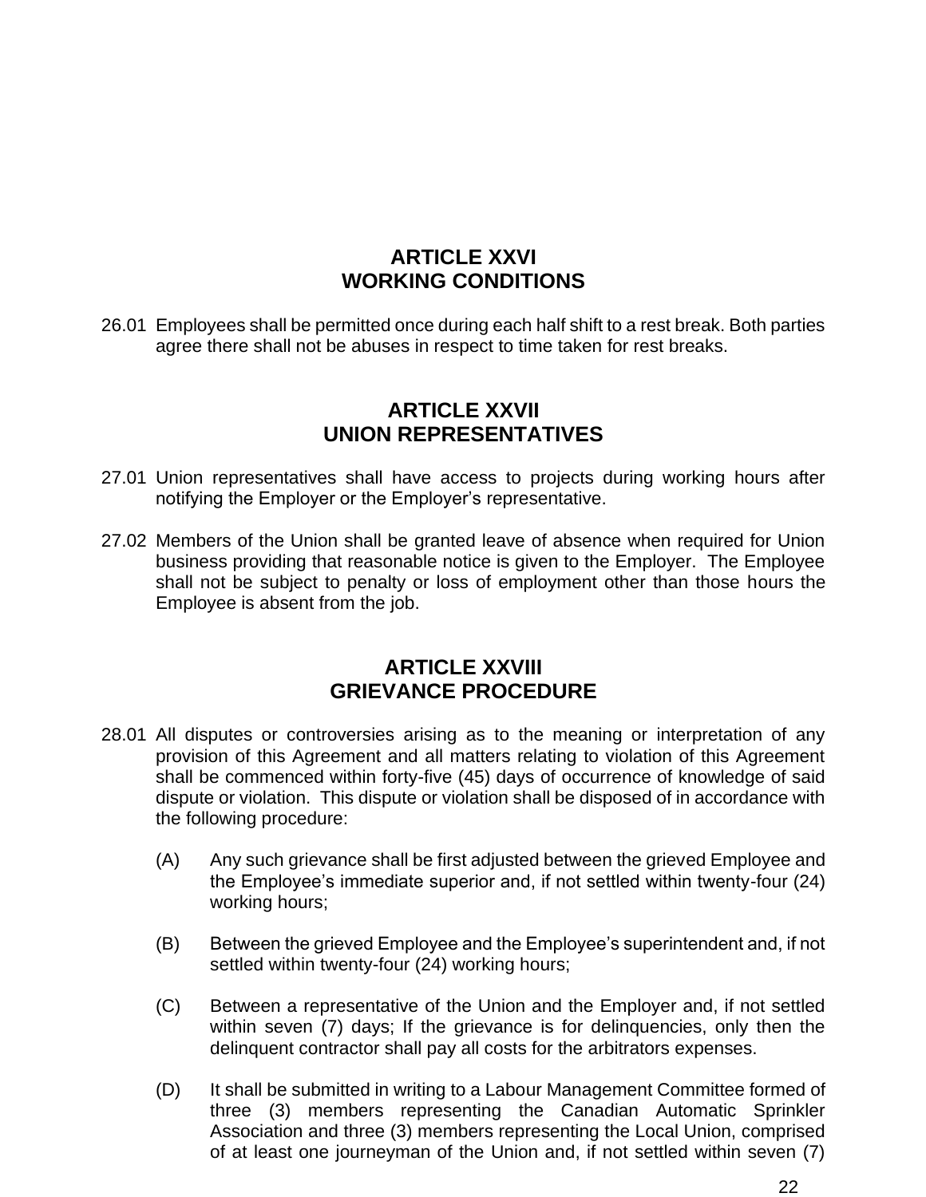## ARTICLE XXVI
## WORKING CONDITIONS

26.01 Employees shall be permitted once during each half shift to a rest break. Both parties agree there shall not be abuses in respect to time taken for rest breaks.

## ARTICLE XXVII
## UNION REPRESENTATIVES

27.01 Union representatives shall have access to projects during working hours after notifying the Employer or the Employer's representative.

27.02 Members of the Union shall be granted leave of absence when required for Union business providing that reasonable notice is given to the Employer. The Employee shall not be subject to penalty or loss of employment other than those hours the Employee is absent from the job.

## ARTICLE XXVIII
## GRIEVANCE PROCEDURE

28.01 All disputes or controversies arising as to the meaning or interpretation of any provision of this Agreement and all matters relating to violation of this Agreement shall be commenced within forty-five (45) days of occurrence of knowledge of said dispute or violation. This dispute or violation shall be disposed of in accordance with the following procedure:

(A) Any such grievance shall be first adjusted between the grieved Employee and the Employee's immediate superior and, if not settled within twenty-four (24) working hours;

(B) Between the grieved Employee and the Employee's superintendent and, if not settled within twenty-four (24) working hours;

(C) Between a representative of the Union and the Employer and, if not settled within seven (7) days; If the grievance is for delinquencies, only then the delinquent contractor shall pay all costs for the arbitrators expenses.

(D) It shall be submitted in writing to a Labour Management Committee formed of three (3) members representing the Canadian Automatic Sprinkler Association and three (3) members representing the Local Union, comprised of at least one journeyman of the Union and, if not settled within seven (7)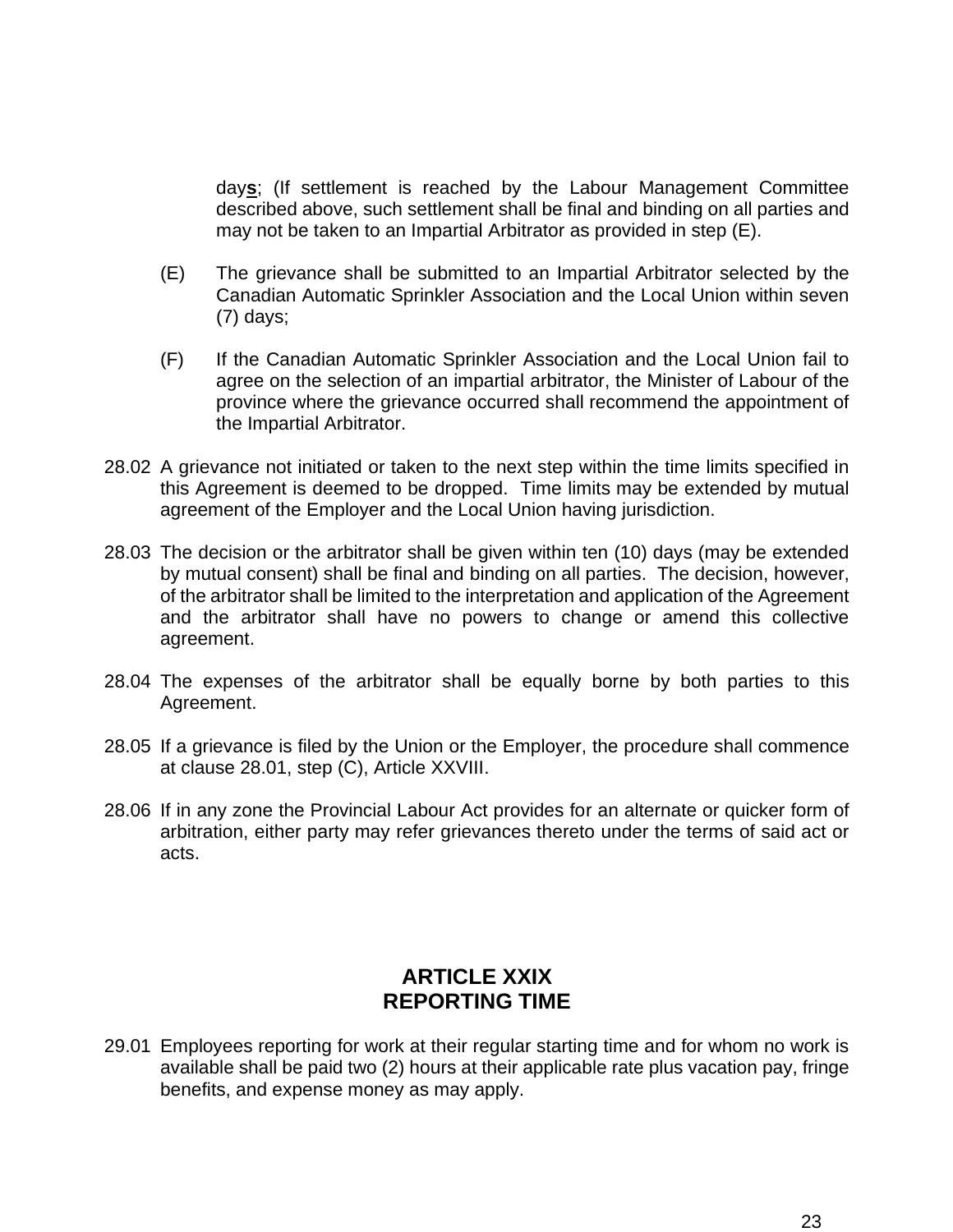day**s**; (If settlement is reached by the Labour Management Committee described above, such settlement shall be final and binding on all parties and may not be taken to an Impartial Arbitrator as provided in step (E).

(E) The grievance shall be submitted to an Impartial Arbitrator selected by the Canadian Automatic Sprinkler Association and the Local Union within seven (7) days;

(F) If the Canadian Automatic Sprinkler Association and the Local Union fail to agree on the selection of an impartial arbitrator, the Minister of Labour of the province where the grievance occurred shall recommend the appointment of the Impartial Arbitrator.

28.02 A grievance not initiated or taken to the next step within the time limits specified in this Agreement is deemed to be dropped. Time limits may be extended by mutual agreement of the Employer and the Local Union having jurisdiction.

28.03 The decision or the arbitrator shall be given within ten (10) days (may be extended by mutual consent) shall be final and binding on all parties. The decision, however, of the arbitrator shall be limited to the interpretation and application of the Agreement and the arbitrator shall have no powers to change or amend this collective agreement.

28.04 The expenses of the arbitrator shall be equally borne by both parties to this Agreement.

28.05 If a grievance is filed by the Union or the Employer, the procedure shall commence at clause 28.01, step (C), Article XXVIII.

28.06 If in any zone the Provincial Labour Act provides for an alternate or quicker form of arbitration, either party may refer grievances thereto under the terms of said act or acts.

## ARTICLE XXIX
## REPORTING TIME

29.01 Employees reporting for work at their regular starting time and for whom no work is available shall be paid two (2) hours at their applicable rate plus vacation pay, fringe benefits, and expense money as may apply.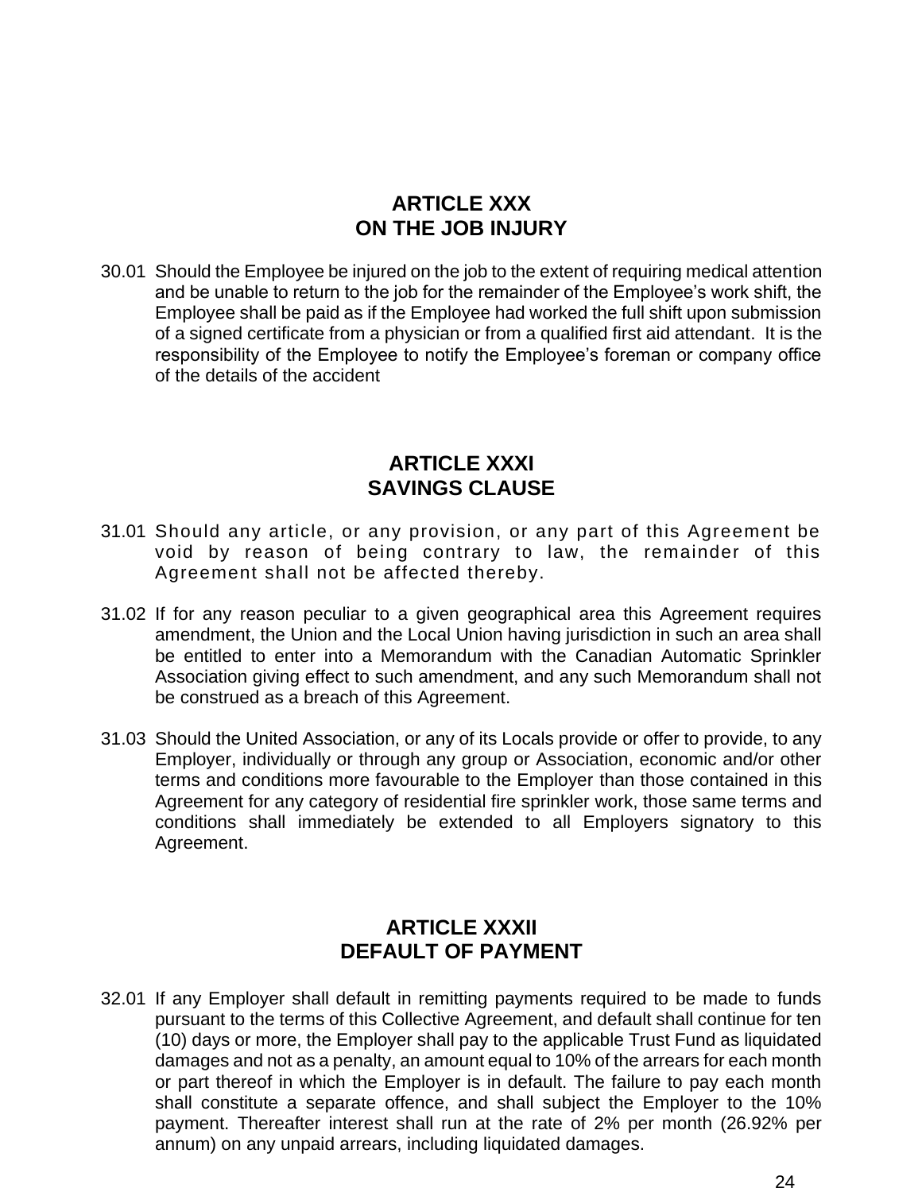## ARTICLE XXX
## ON THE JOB INJURY

30.01 Should the Employee be injured on the job to the extent of requiring medical attention and be unable to return to the job for the remainder of the Employee's work shift, the Employee shall be paid as if the Employee had worked the full shift upon submission of a signed certificate from a physician or from a qualified first aid attendant. It is the responsibility of the Employee to notify the Employee's foreman or company office of the details of the accident

## ARTICLE XXXI
## SAVINGS CLAUSE

31.01 Should any article, or any provision, or any part of this Agreement be void by reason of being contrary to law, the remainder of this Agreement shall not be affected thereby.

31.02 If for any reason peculiar to a given geographical area this Agreement requires amendment, the Union and the Local Union having jurisdiction in such an area shall be entitled to enter into a Memorandum with the Canadian Automatic Sprinkler Association giving effect to such amendment, and any such Memorandum shall not be construed as a breach of this Agreement.

31.03 Should the United Association, or any of its Locals provide or offer to provide, to any Employer, individually or through any group or Association, economic and/or other terms and conditions more favourable to the Employer than those contained in this Agreement for any category of residential fire sprinkler work, those same terms and conditions shall immediately be extended to all Employers signatory to this Agreement.

## ARTICLE XXXII
## DEFAULT OF PAYMENT

32.01 If any Employer shall default in remitting payments required to be made to funds pursuant to the terms of this Collective Agreement, and default shall continue for ten (10) days or more, the Employer shall pay to the applicable Trust Fund as liquidated damages and not as a penalty, an amount equal to 10% of the arrears for each month or part thereof in which the Employer is in default. The failure to pay each month shall constitute a separate offence, and shall subject the Employer to the 10% payment. Thereafter interest shall run at the rate of 2% per month (26.92% per annum) on any unpaid arrears, including liquidated damages.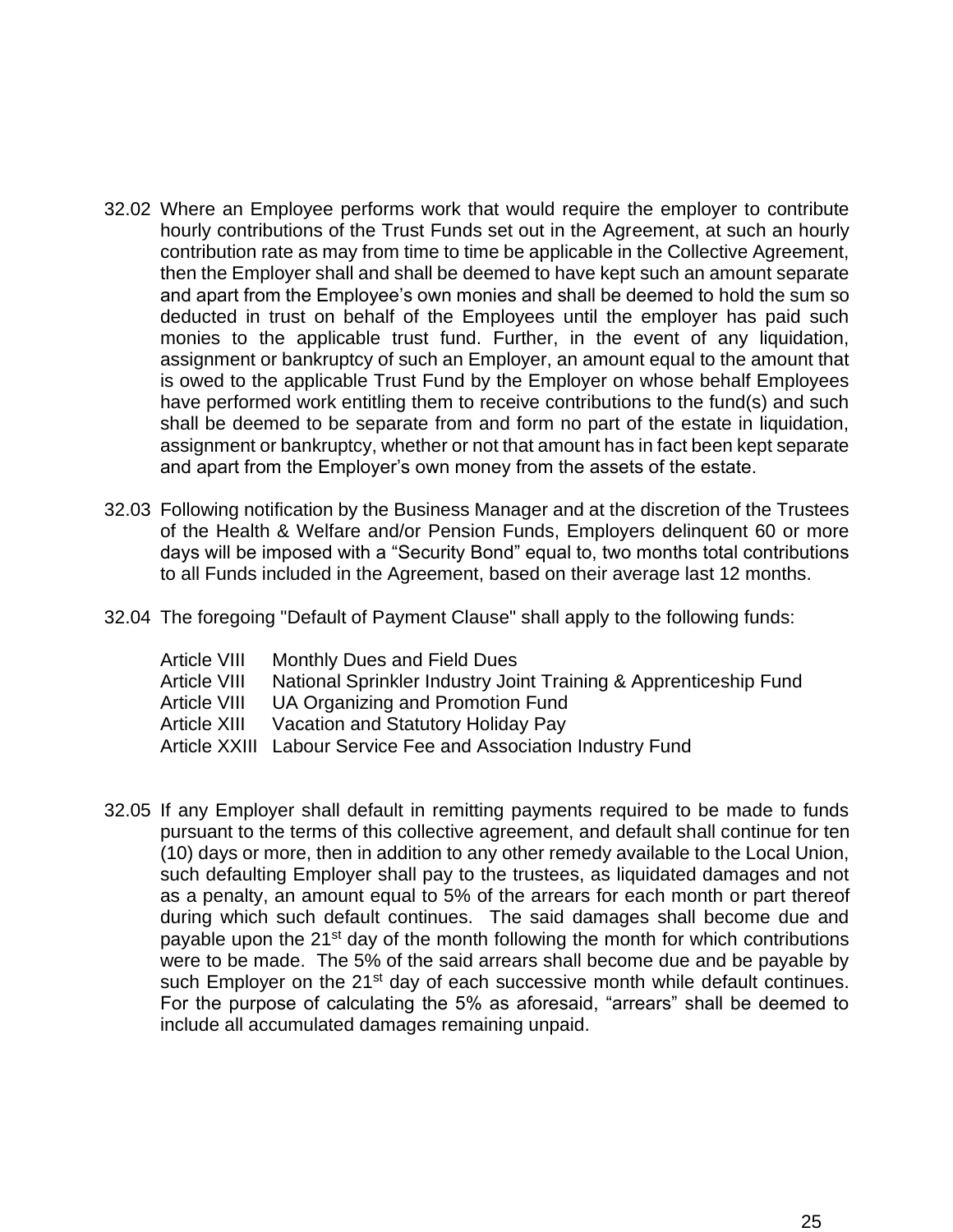32.02 Where an Employee performs work that would require the employer to contribute hourly contributions of the Trust Funds set out in the Agreement, at such an hourly contribution rate as may from time to time be applicable in the Collective Agreement, then the Employer shall and shall be deemed to have kept such an amount separate and apart from the Employee's own monies and shall be deemed to hold the sum so deducted in trust on behalf of the Employees until the employer has paid such monies to the applicable trust fund. Further, in the event of any liquidation, assignment or bankruptcy of such an Employer, an amount equal to the amount that is owed to the applicable Trust Fund by the Employer on whose behalf Employees have performed work entitling them to receive contributions to the fund(s) and such shall be deemed to be separate from and form no part of the estate in liquidation, assignment or bankruptcy, whether or not that amount has in fact been kept separate and apart from the Employer's own money from the assets of the estate.

32.03 Following notification by the Business Manager and at the discretion of the Trustees of the Health & Welfare and/or Pension Funds, Employers delinquent 60 or more days will be imposed with a "Security Bond" equal to, two months total contributions to all Funds included in the Agreement, based on their average last 12 months.

32.04 The foregoing "Default of Payment Clause" shall apply to the following funds:

| | |
|---|---|
| Article VIII | Monthly Dues and Field Dues |
| Article VIII | National Sprinkler Industry Joint Training & Apprenticeship Fund |
| Article VIII | UA Organizing and Promotion Fund |
| Article XIII | Vacation and Statutory Holiday Pay |
| Article XXIII | Labour Service Fee and Association Industry Fund |

32.05 If any Employer shall default in remitting payments required to be made to funds pursuant to the terms of this collective agreement, and default shall continue for ten (10) days or more, then in addition to any other remedy available to the Local Union, such defaulting Employer shall pay to the trustees, as liquidated damages and not as a penalty, an amount equal to 5% of the arrears for each month or part thereof during which such default continues. The said damages shall become due and payable upon the 21st day of the month following the month for which contributions were to be made. The 5% of the said arrears shall become due and be payable by such Employer on the 21st day of each successive month while default continues. For the purpose of calculating the 5% as aforesaid, "arrears" shall be deemed to include all accumulated damages remaining unpaid.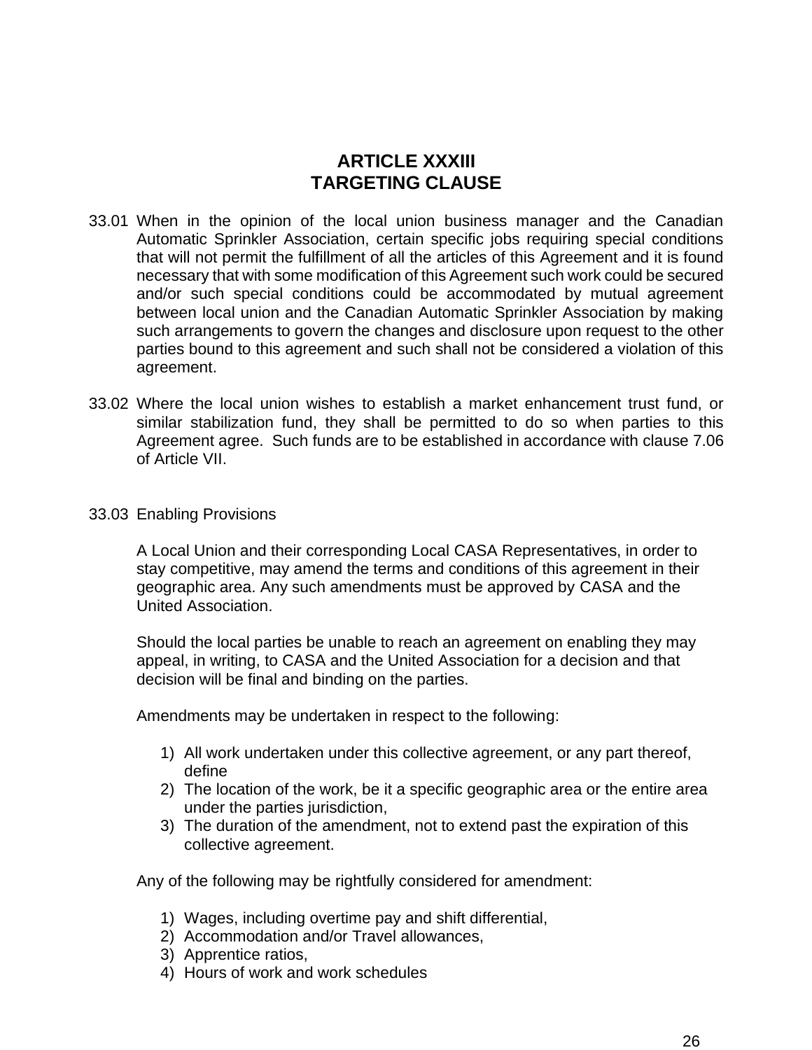# ARTICLE XXXIII
# TARGETING CLAUSE

33.01 When in the opinion of the local union business manager and the Canadian Automatic Sprinkler Association, certain specific jobs requiring special conditions that will not permit the fulfillment of all the articles of this Agreement and it is found necessary that with some modification of this Agreement such work could be secured and/or such special conditions could be accommodated by mutual agreement between local union and the Canadian Automatic Sprinkler Association by making such arrangements to govern the changes and disclosure upon request to the other parties bound to this agreement and such shall not be considered a violation of this agreement.

33.02 Where the local union wishes to establish a market enhancement trust fund, or similar stabilization fund, they shall be permitted to do so when parties to this Agreement agree. Such funds are to be established in accordance with clause 7.06 of Article VII.

33.03 Enabling Provisions

A Local Union and their corresponding Local CASA Representatives, in order to stay competitive, may amend the terms and conditions of this agreement in their geographic area. Any such amendments must be approved by CASA and the United Association.

Should the local parties be unable to reach an agreement on enabling they may appeal, in writing, to CASA and the United Association for a decision and that decision will be final and binding on the parties.

Amendments may be undertaken in respect to the following:

1) All work undertaken under this collective agreement, or any part thereof, define
2) The location of the work, be it a specific geographic area or the entire area under the parties jurisdiction,
3) The duration of the amendment, not to extend past the expiration of this collective agreement.

Any of the following may be rightfully considered for amendment:

1) Wages, including overtime pay and shift differential,
2) Accommodation and/or Travel allowances,
3) Apprentice ratios,
4) Hours of work and work schedules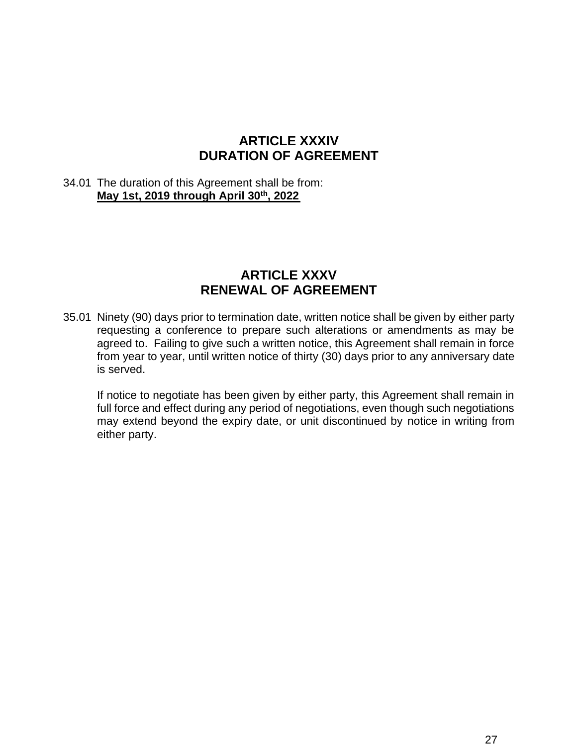## ARTICLE XXXIV
## DURATION OF AGREEMENT

34.01 The duration of this Agreement shall be from:
**<u>May 1st, 2019 through April 30th, 2022</u>**

## ARTICLE XXXV
## RENEWAL OF AGREEMENT

35.01 Ninety (90) days prior to termination date, written notice shall be given by either party requesting a conference to prepare such alterations or amendments as may be agreed to. Failing to give such a written notice, this Agreement shall remain in force from year to year, until written notice of thirty (30) days prior to any anniversary date is served.

If notice to negotiate has been given by either party, this Agreement shall remain in full force and effect during any period of negotiations, even though such negotiations may extend beyond the expiry date, or unit discontinued by notice in writing from either party.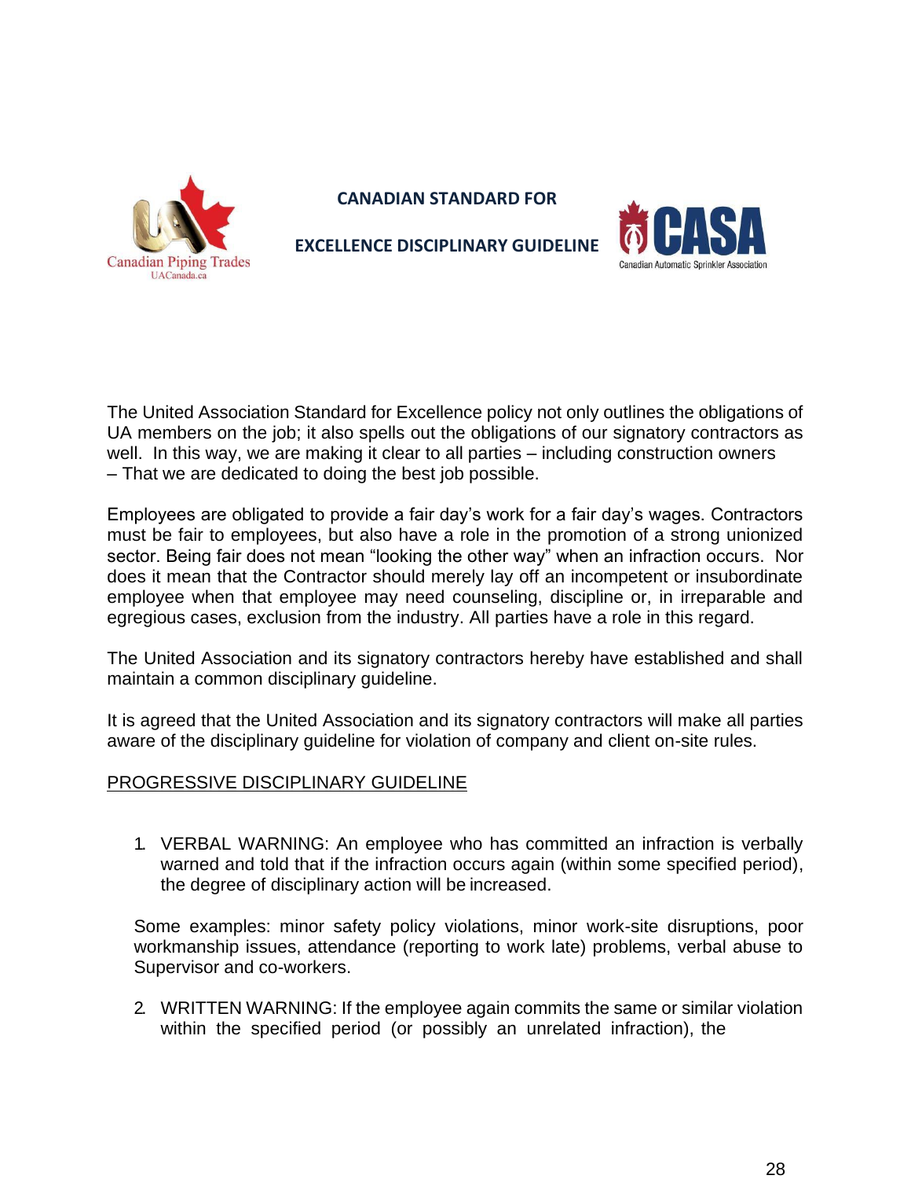# CANADIAN STANDARD FOR EXCELLENCE DISCIPLINARY GUIDELINE

The United Association Standard for Excellence policy not only outlines the obligations of UA members on the job; it also spells out the obligations of our signatory contractors as well. In this way, we are making it clear to all parties – including construction owners – That we are dedicated to doing the best job possible.

Employees are obligated to provide a fair day's work for a fair day's wages. Contractors must be fair to employees, but also have a role in the promotion of a strong unionized sector. Being fair does not mean "looking the other way" when an infraction occurs. Nor does it mean that the Contractor should merely lay off an incompetent or insubordinate employee when that employee may need counseling, discipline or, in irreparable and egregious cases, exclusion from the industry. All parties have a role in this regard.

The United Association and its signatory contractors hereby have established and shall maintain a common disciplinary guideline.

It is agreed that the United Association and its signatory contractors will make all parties aware of the disciplinary guideline for violation of company and client on-site rules.

PROGRESSIVE DISCIPLINARY GUIDELINE

1. VERBAL WARNING: An employee who has committed an infraction is verbally warned and told that if the infraction occurs again (within some specified period), the degree of disciplinary action will be increased.

   Some examples: minor safety policy violations, minor work-site disruptions, poor workmanship issues, attendance (reporting to work late) problems, verbal abuse to Supervisor and co-workers.

2. WRITTEN WARNING: If the employee again commits the same or similar violation within the specified period (or possibly an unrelated infraction), the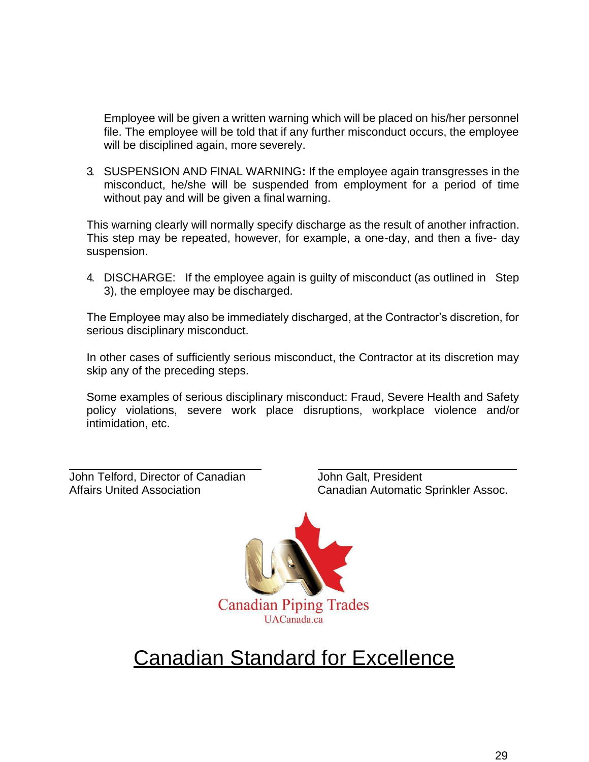Employee will be given a written warning which will be placed on his/her personnel file. The employee will be told that if any further misconduct occurs, the employee will be disciplined again, more severely.

3. SUSPENSION AND FINAL WARNING**:** If the employee again transgresses in the misconduct, he/she will be suspended from employment for a period of time without pay and will be given a final warning.

This warning clearly will normally specify discharge as the result of another infraction. This step may be repeated, however, for example, a one-day, and then a five- day suspension.

4. DISCHARGE: If the employee again is guilty of misconduct (as outlined in Step 3), the employee may be discharged.

The Employee may also be immediately discharged, at the Contractor's discretion, for serious disciplinary misconduct.

In other cases of sufficiently serious misconduct, the Contractor at its discretion may skip any of the preceding steps.

Some examples of serious disciplinary misconduct: Fraud, Severe Health and Safety policy violations, severe work place disruptions, workplace violence and/or intimidation, etc.

| John Telford, Director of Canadian Affairs United Association | John Galt, President Canadian Automatic Sprinkler Assoc. |
|---|---|

Canadian Piping Trades
UACanada.ca

# Canadian Standard for Excellence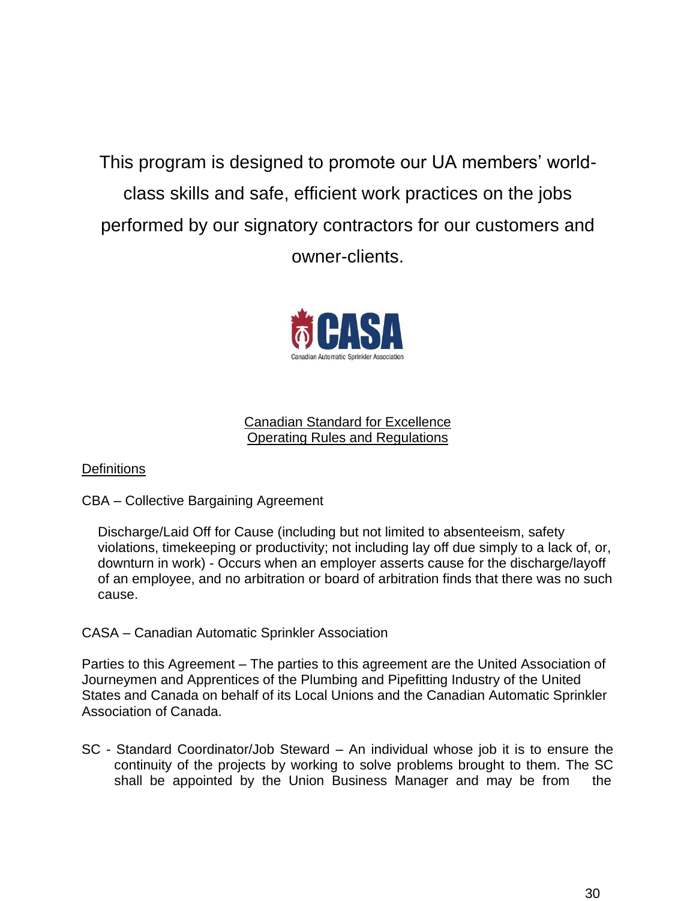This program is designed to promote our UA members' world-class skills and safe, efficient work practices on the jobs performed by our signatory contractors for our customers and owner-clients.

CASA
Canadian Automatic Sprinkler Association

## Canadian Standard for Excellence Operating Rules and Regulations

### Definitions

CBA – Collective Bargaining Agreement

Discharge/Laid Off for Cause (including but not limited to absenteeism, safety violations, timekeeping or productivity; not including lay off due simply to a lack of, or, downturn in work) - Occurs when an employer asserts cause for the discharge/layoff of an employee, and no arbitration or board of arbitration finds that there was no such cause.

CASA – Canadian Automatic Sprinkler Association

Parties to this Agreement – The parties to this agreement are the United Association of Journeymen and Apprentices of the Plumbing and Pipefitting Industry of the United States and Canada on behalf of its Local Unions and the Canadian Automatic Sprinkler Association of Canada.

SC - Standard Coordinator/Job Steward – An individual whose job it is to ensure the continuity of the projects by working to solve problems brought to them. The SC shall be appointed by the Union Business Manager and may be from the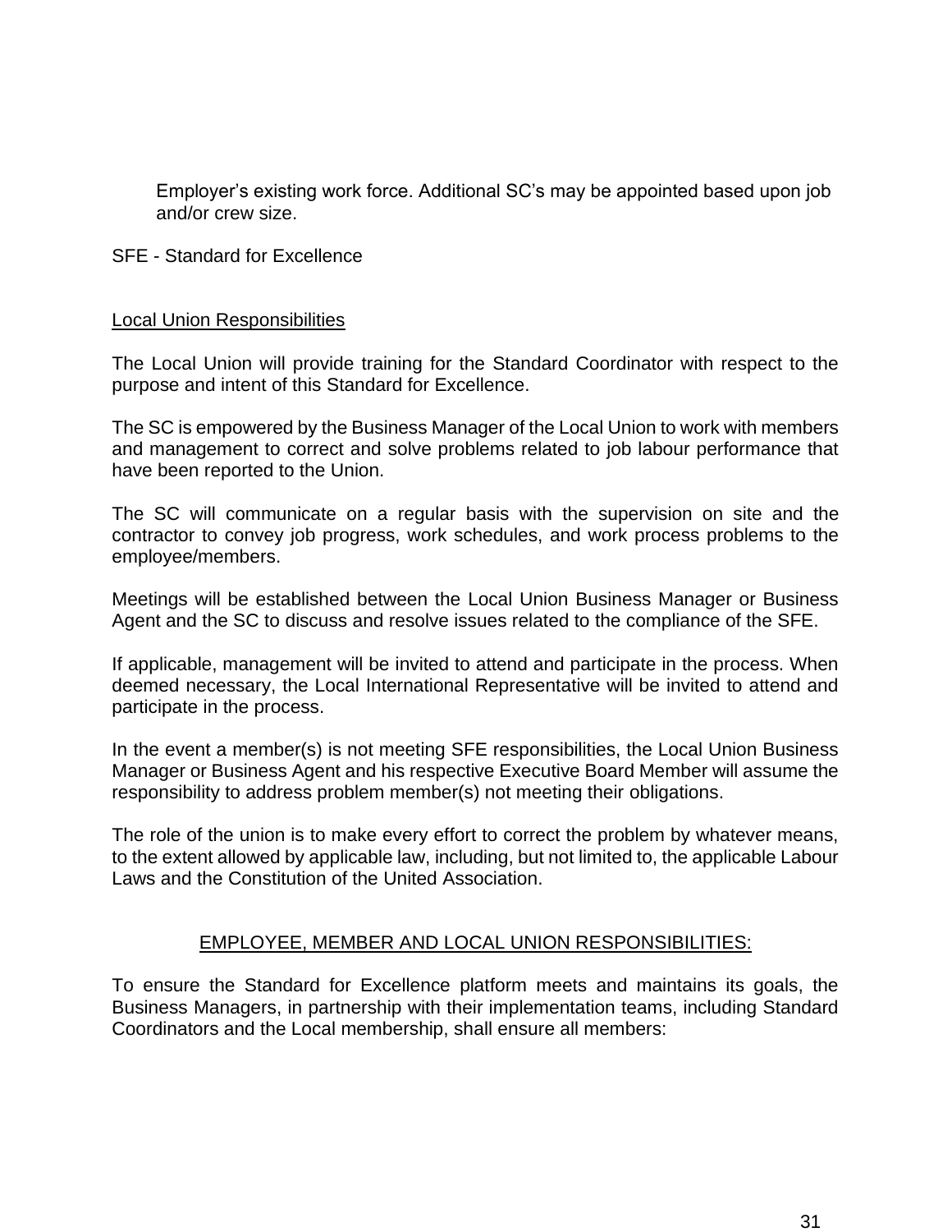Employer's existing work force. Additional SC's may be appointed based upon job and/or crew size.

SFE - Standard for Excellence

Local Union Responsibilities

The Local Union will provide training for the Standard Coordinator with respect to the purpose and intent of this Standard for Excellence.

The SC is empowered by the Business Manager of the Local Union to work with members and management to correct and solve problems related to job labour performance that have been reported to the Union.

The SC will communicate on a regular basis with the supervision on site and the contractor to convey job progress, work schedules, and work process problems to the employee/members.

Meetings will be established between the Local Union Business Manager or Business Agent and the SC to discuss and resolve issues related to the compliance of the SFE.

If applicable, management will be invited to attend and participate in the process. When deemed necessary, the Local International Representative will be invited to attend and participate in the process.

In the event a member(s) is not meeting SFE responsibilities, the Local Union Business Manager or Business Agent and his respective Executive Board Member will assume the responsibility to address problem member(s) not meeting their obligations.

The role of the union is to make every effort to correct the problem by whatever means, to the extent allowed by applicable law, including, but not limited to, the applicable Labour Laws and the Constitution of the United Association.

## EMPLOYEE, MEMBER AND LOCAL UNION RESPONSIBILITIES:

To ensure the Standard for Excellence platform meets and maintains its goals, the Business Managers, in partnership with their implementation teams, including Standard Coordinators and the Local membership, shall ensure all members: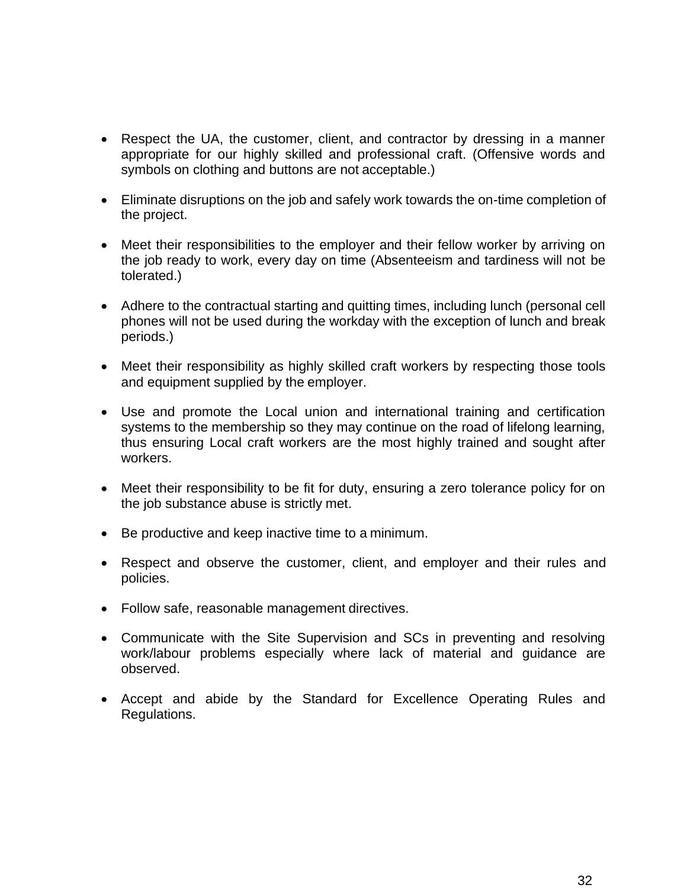- Respect the UA, the customer, client, and contractor by dressing in a manner appropriate for our highly skilled and professional craft. (Offensive words and symbols on clothing and buttons are not acceptable.)

- Eliminate disruptions on the job and safely work towards the on-time completion of the project.

- Meet their responsibilities to the employer and their fellow worker by arriving on the job ready to work, every day on time (Absenteeism and tardiness will not be tolerated.)

- Adhere to the contractual starting and quitting times, including lunch (personal cell phones will not be used during the workday with the exception of lunch and break periods.)

- Meet their responsibility as highly skilled craft workers by respecting those tools and equipment supplied by the employer.

- Use and promote the Local union and international training and certification systems to the membership so they may continue on the road of lifelong learning, thus ensuring Local craft workers are the most highly trained and sought after workers.

- Meet their responsibility to be fit for duty, ensuring a zero tolerance policy for on the job substance abuse is strictly met.

- Be productive and keep inactive time to a minimum.

- Respect and observe the customer, client, and employer and their rules and policies.

- Follow safe, reasonable management directives.

- Communicate with the Site Supervision and SCs in preventing and resolving work/labour problems especially where lack of material and guidance are observed.

- Accept and abide by the Standard for Excellence Operating Rules and Regulations.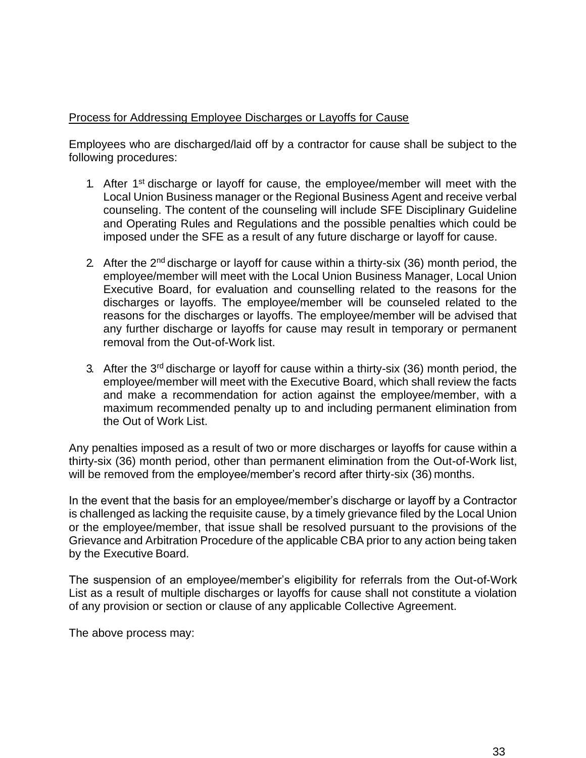Process for Addressing Employee Discharges or Layoffs for Cause

Employees who are discharged/laid off by a contractor for cause shall be subject to the following procedures:

1. After 1st discharge or layoff for cause, the employee/member will meet with the Local Union Business manager or the Regional Business Agent and receive verbal counseling. The content of the counseling will include SFE Disciplinary Guideline and Operating Rules and Regulations and the possible penalties which could be imposed under the SFE as a result of any future discharge or layoff for cause.

2. After the 2nd discharge or layoff for cause within a thirty-six (36) month period, the employee/member will meet with the Local Union Business Manager, Local Union Executive Board, for evaluation and counselling related to the reasons for the discharges or layoffs. The employee/member will be counseled related to the reasons for the discharges or layoffs. The employee/member will be advised that any further discharge or layoffs for cause may result in temporary or permanent removal from the Out-of-Work list.

3. After the 3rd discharge or layoff for cause within a thirty-six (36) month period, the employee/member will meet with the Executive Board, which shall review the facts and make a recommendation for action against the employee/member, with a maximum recommended penalty up to and including permanent elimination from the Out of Work List.

Any penalties imposed as a result of two or more discharges or layoffs for cause within a thirty-six (36) month period, other than permanent elimination from the Out-of-Work list, will be removed from the employee/member's record after thirty-six (36) months.

In the event that the basis for an employee/member's discharge or layoff by a Contractor is challenged as lacking the requisite cause, by a timely grievance filed by the Local Union or the employee/member, that issue shall be resolved pursuant to the provisions of the Grievance and Arbitration Procedure of the applicable CBA prior to any action being taken by the Executive Board.

The suspension of an employee/member's eligibility for referrals from the Out-of-Work List as a result of multiple discharges or layoffs for cause shall not constitute a violation of any provision or section or clause of any applicable Collective Agreement.

The above process may: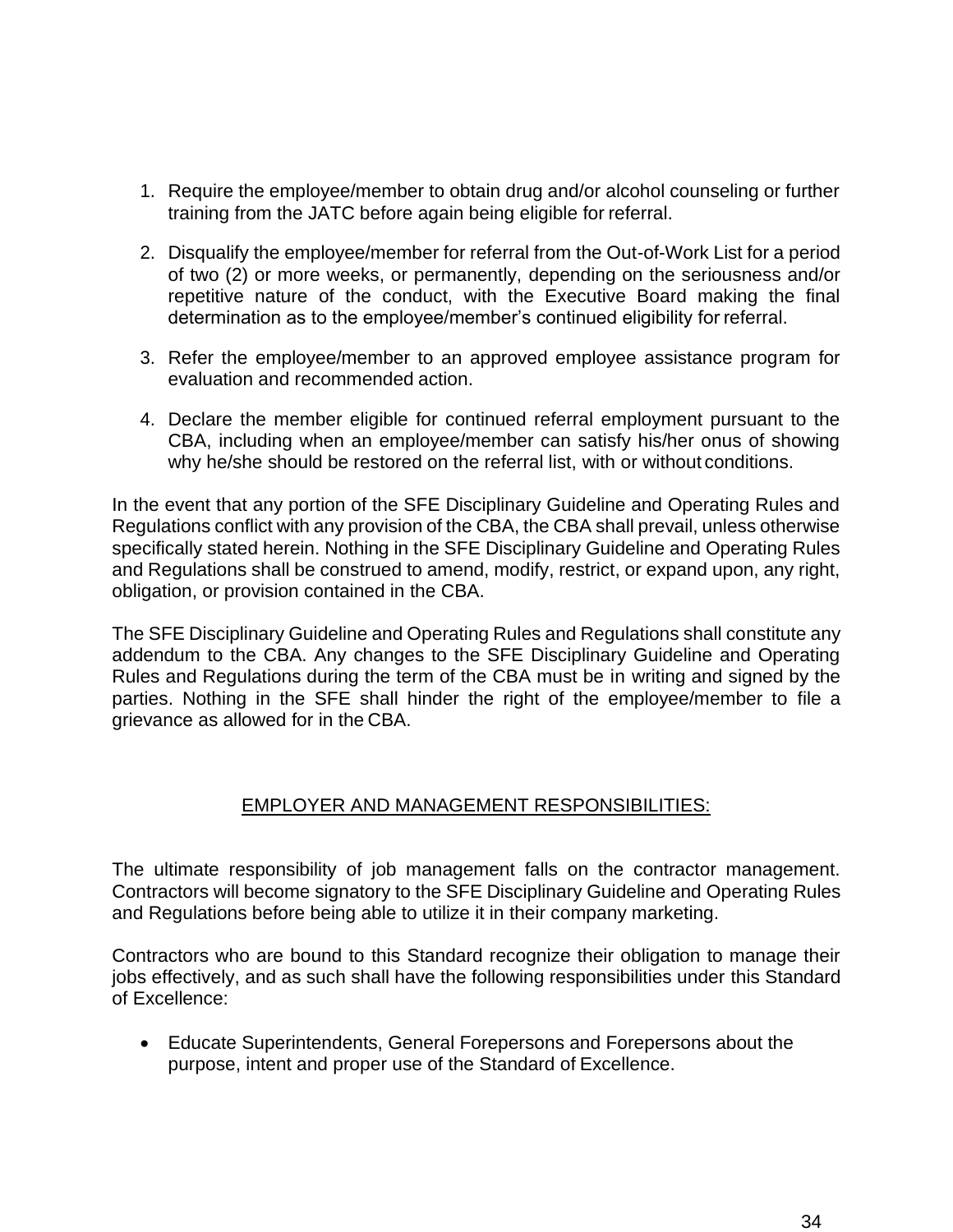1. Require the employee/member to obtain drug and/or alcohol counseling or further training from the JATC before again being eligible for referral.

2. Disqualify the employee/member for referral from the Out-of-Work List for a period of two (2) or more weeks, or permanently, depending on the seriousness and/or repetitive nature of the conduct, with the Executive Board making the final determination as to the employee/member's continued eligibility for referral.

3. Refer the employee/member to an approved employee assistance program for evaluation and recommended action.

4. Declare the member eligible for continued referral employment pursuant to the CBA, including when an employee/member can satisfy his/her onus of showing why he/she should be restored on the referral list, with or without conditions.

In the event that any portion of the SFE Disciplinary Guideline and Operating Rules and Regulations conflict with any provision of the CBA, the CBA shall prevail, unless otherwise specifically stated herein. Nothing in the SFE Disciplinary Guideline and Operating Rules and Regulations shall be construed to amend, modify, restrict, or expand upon, any right, obligation, or provision contained in the CBA.

The SFE Disciplinary Guideline and Operating Rules and Regulations shall constitute any addendum to the CBA. Any changes to the SFE Disciplinary Guideline and Operating Rules and Regulations during the term of the CBA must be in writing and signed by the parties. Nothing in the SFE shall hinder the right of the employee/member to file a grievance as allowed for in the CBA.

## EMPLOYER AND MANAGEMENT RESPONSIBILITIES:

The ultimate responsibility of job management falls on the contractor management. Contractors will become signatory to the SFE Disciplinary Guideline and Operating Rules and Regulations before being able to utilize it in their company marketing.

Contractors who are bound to this Standard recognize their obligation to manage their jobs effectively, and as such shall have the following responsibilities under this Standard of Excellence:

- Educate Superintendents, General Forepersons and Forepersons about the purpose, intent and proper use of the Standard of Excellence.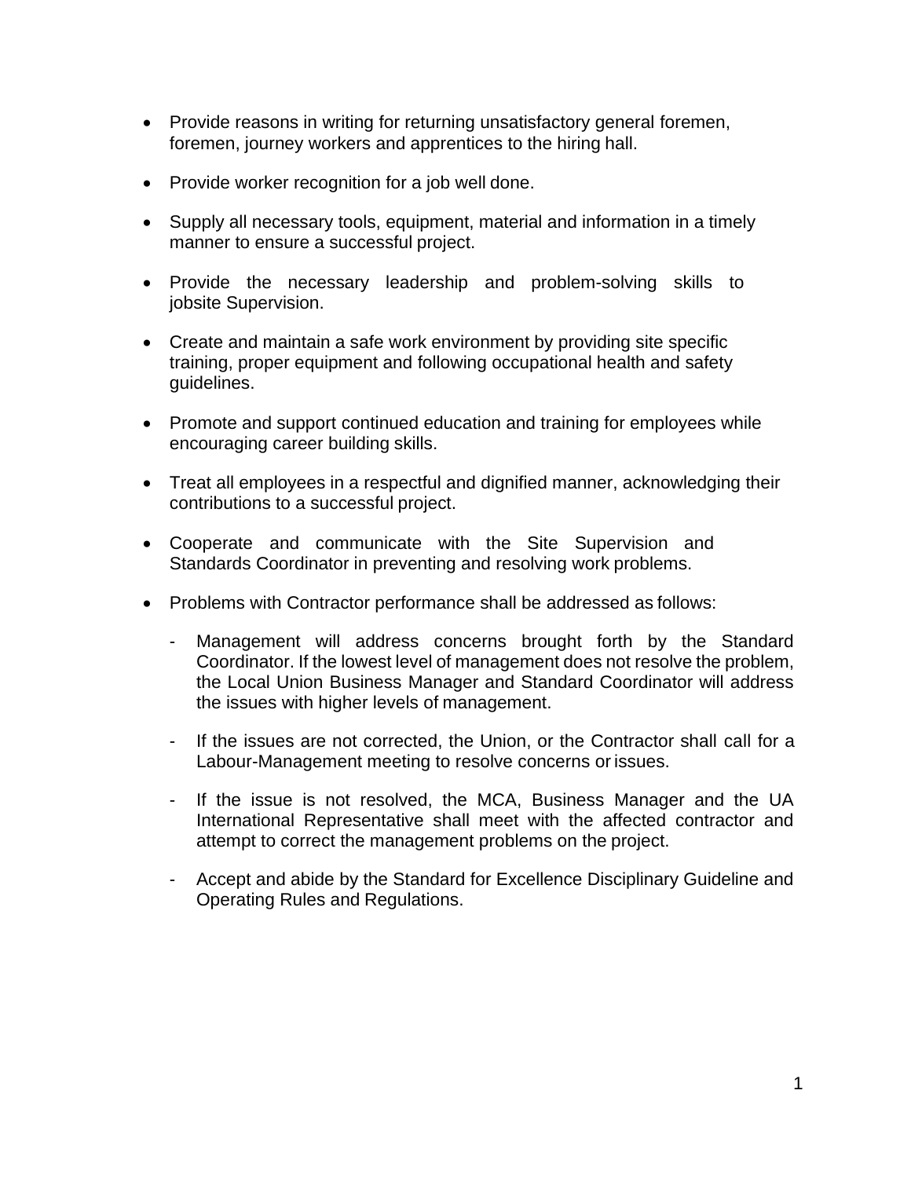- Provide reasons in writing for returning unsatisfactory general foremen, foremen, journey workers and apprentices to the hiring hall.

- Provide worker recognition for a job well done.

- Supply all necessary tools, equipment, material and information in a timely manner to ensure a successful project.

- Provide the necessary leadership and problem-solving skills to jobsite Supervision.

- Create and maintain a safe work environment by providing site specific training, proper equipment and following occupational health and safety guidelines.

- Promote and support continued education and training for employees while encouraging career building skills.

- Treat all employees in a respectful and dignified manner, acknowledging their contributions to a successful project.

- Cooperate and communicate with the Site Supervision and Standards Coordinator in preventing and resolving work problems.

- Problems with Contractor performance shall be addressed as follows:

  - Management will address concerns brought forth by the Standard Coordinator. If the lowest level of management does not resolve the problem, the Local Union Business Manager and Standard Coordinator will address the issues with higher levels of management.

  - If the issues are not corrected, the Union, or the Contractor shall call for a Labour-Management meeting to resolve concerns or issues.

  - If the issue is not resolved, the MCA, Business Manager and the UA International Representative shall meet with the affected contractor and attempt to correct the management problems on the project.

  - Accept and abide by the Standard for Excellence Disciplinary Guideline and Operating Rules and Regulations.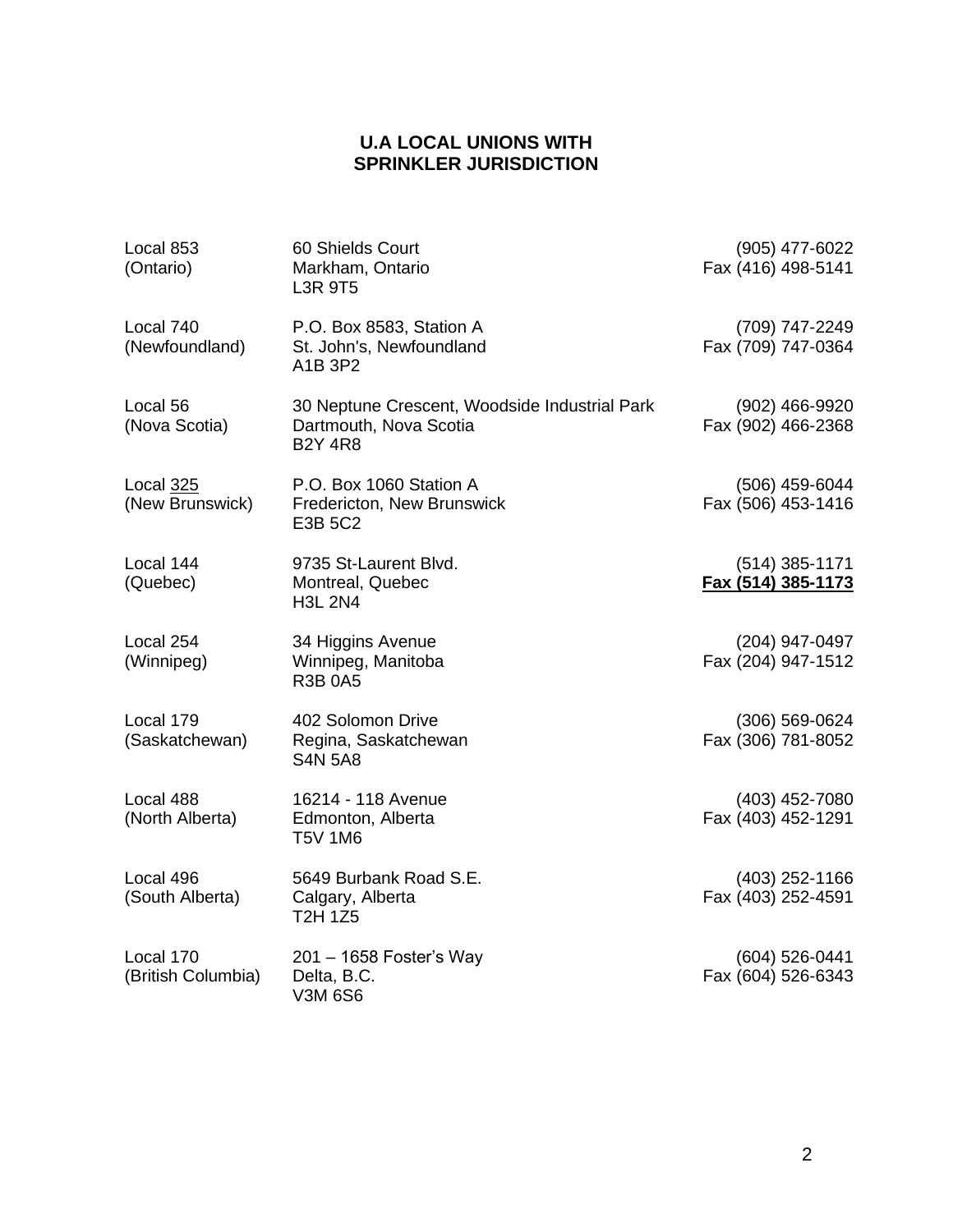## U.A LOCAL UNIONS WITH SPRINKLER JURISDICTION

| Local | Address | Phone / Fax |
|---|---|---|
| Local 853 (Ontario) | 60 Shields Court<br>Markham, Ontario<br>L3R 9T5 | (905) 477-6022<br>Fax (416) 498-5141 |
| Local 740 (Newfoundland) | P.O. Box 8583, Station A<br>St. John's, Newfoundland<br>A1B 3P2 | (709) 747-2249<br>Fax (709) 747-0364 |
| Local 56 (Nova Scotia) | 30 Neptune Crescent, Woodside Industrial Park<br>Dartmouth, Nova Scotia<br>B2Y 4R8 | (902) 466-9920<br>Fax (902) 466-2368 |
| Local 325 (New Brunswick) | P.O. Box 1060 Station A<br>Fredericton, New Brunswick<br>E3B 5C2 | (506) 459-6044<br>Fax (506) 453-1416 |
| Local 144 (Quebec) | 9735 St-Laurent Blvd.<br>Montreal, Quebec<br>H3L 2N4 | (514) 385-1171<br>**Fax (514) 385-1173** |
| Local 254 (Winnipeg) | 34 Higgins Avenue<br>Winnipeg, Manitoba<br>R3B 0A5 | (204) 947-0497<br>Fax (204) 947-1512 |
| Local 179 (Saskatchewan) | 402 Solomon Drive<br>Regina, Saskatchewan<br>S4N 5A8 | (306) 569-0624<br>Fax (306) 781-8052 |
| Local 488 (North Alberta) | 16214 - 118 Avenue<br>Edmonton, Alberta<br>T5V 1M6 | (403) 452-7080<br>Fax (403) 452-1291 |
| Local 496 (South Alberta) | 5649 Burbank Road S.E.<br>Calgary, Alberta<br>T2H 1Z5 | (403) 252-1166<br>Fax (403) 252-4591 |
| Local 170 (British Columbia) | 201 – 1658 Foster's Way<br>Delta, B.C.<br>V3M 6S6 | (604) 526-0441<br>Fax (604) 526-6343 |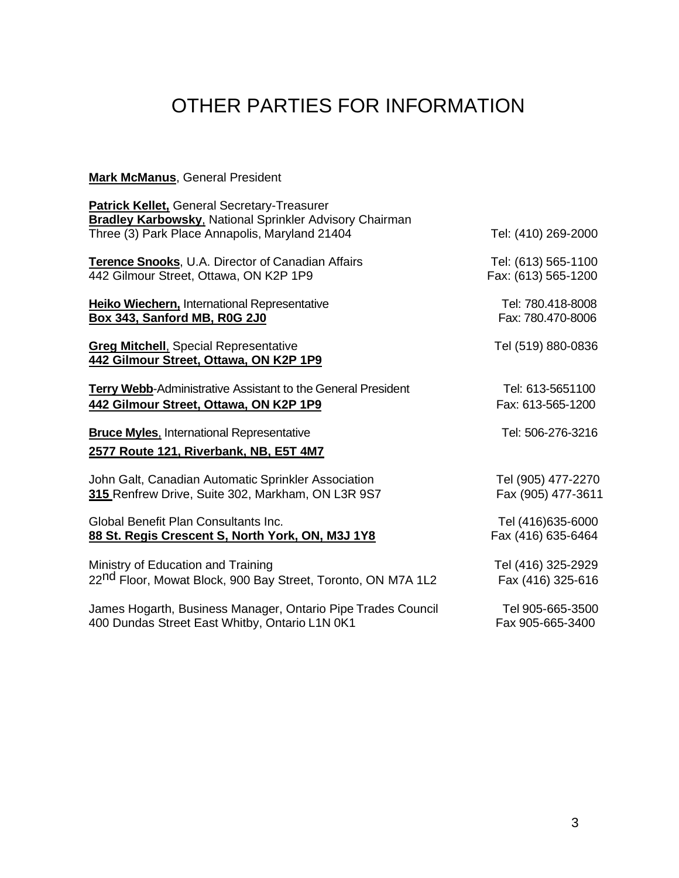# OTHER PARTIES FOR INFORMATION

**Mark McManus**, General President

**Patrick Kellet,** General Secretary-Treasurer
**Bradley Karbowsky**, National Sprinkler Advisory Chairman
Three (3) Park Place Annapolis, Maryland 21404 — Tel: (410) 269-2000

**Terence Snooks**, U.A. Director of Canadian Affairs — Tel: (613) 565-1100
442 Gilmour Street, Ottawa, ON K2P 1P9 — Fax: (613) 565-1200

**Heiko Wiechern,** International Representative — Tel: 780.418-8008
**Box 343, Sanford MB, R0G 2J0** — Fax: 780.470-8006

**Greg Mitchell**, Special Representative — Tel (519) 880-0836
**442 Gilmour Street, Ottawa, ON K2P 1P9**

**Terry Webb**-Administrative Assistant to the General President — Tel: 613-5651100
**442 Gilmour Street, Ottawa, ON K2P 1P9** — Fax: 613-565-1200

**Bruce Myles**, International Representative — Tel: 506-276-3216
**2577 Route 121, Riverbank, NB, E5T 4M7**

John Galt, Canadian Automatic Sprinkler Association — Tel (905) 477-2270
**315** Renfrew Drive, Suite 302, Markham, ON L3R 9S7 — Fax (905) 477-3611

Global Benefit Plan Consultants Inc. — Tel (416)635-6000
**88 St. Regis Crescent S, North York, ON, M3J 1Y8** — Fax (416) 635-6464

Ministry of Education and Training — Tel (416) 325-2929
22nd Floor, Mowat Block, 900 Bay Street, Toronto, ON M7A 1L2 — Fax (416) 325-616

James Hogarth, Business Manager, Ontario Pipe Trades Council — Tel 905-665-3500
400 Dundas Street East Whitby, Ontario L1N 0K1 — Fax 905-665-3400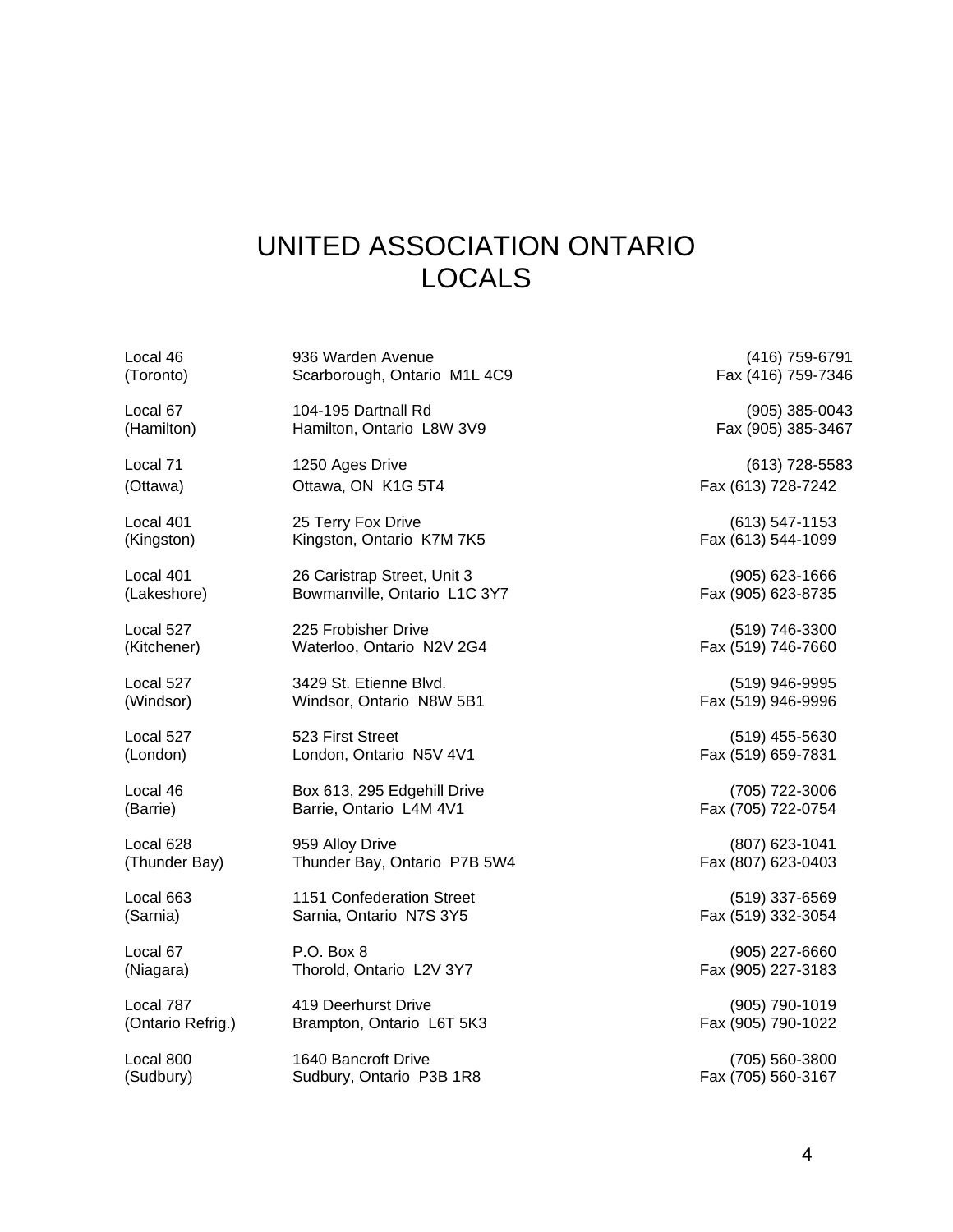# UNITED ASSOCIATION ONTARIO LOCALS

| Local | Address | Phone / Fax |
|---|---|---|
| Local 46 (Toronto) | 936 Warden Avenue Scarborough, Ontario M1L 4C9 | (416) 759-6791 Fax (416) 759-7346 |
| Local 67 (Hamilton) | 104-195 Dartnall Rd Hamilton, Ontario L8W 3V9 | (905) 385-0043 Fax (905) 385-3467 |
| Local 71 (Ottawa) | 1250 Ages Drive Ottawa, ON K1G 5T4 | (613) 728-5583 Fax (613) 728-7242 |
| Local 401 (Kingston) | 25 Terry Fox Drive Kingston, Ontario K7M 7K5 | (613) 547-1153 Fax (613) 544-1099 |
| Local 401 (Lakeshore) | 26 Caristrap Street, Unit 3 Bowmanville, Ontario L1C 3Y7 | (905) 623-1666 Fax (905) 623-8735 |
| Local 527 (Kitchener) | 225 Frobisher Drive Waterloo, Ontario N2V 2G4 | (519) 746-3300 Fax (519) 746-7660 |
| Local 527 (Windsor) | 3429 St. Etienne Blvd. Windsor, Ontario N8W 5B1 | (519) 946-9995 Fax (519) 946-9996 |
| Local 527 (London) | 523 First Street London, Ontario N5V 4V1 | (519) 455-5630 Fax (519) 659-7831 |
| Local 46 (Barrie) | Box 613, 295 Edgehill Drive Barrie, Ontario L4M 4V1 | (705) 722-3006 Fax (705) 722-0754 |
| Local 628 (Thunder Bay) | 959 Alloy Drive Thunder Bay, Ontario P7B 5W4 | (807) 623-1041 Fax (807) 623-0403 |
| Local 663 (Sarnia) | 1151 Confederation Street Sarnia, Ontario N7S 3Y5 | (519) 337-6569 Fax (519) 332-3054 |
| Local 67 (Niagara) | P.O. Box 8 Thorold, Ontario L2V 3Y7 | (905) 227-6660 Fax (905) 227-3183 |
| Local 787 (Ontario Refrig.) | 419 Deerhurst Drive Brampton, Ontario L6T 5K3 | (905) 790-1019 Fax (905) 790-1022 |
| Local 800 (Sudbury) | 1640 Bancroft Drive Sudbury, Ontario P3B 1R8 | (705) 560-3800 Fax (705) 560-3167 |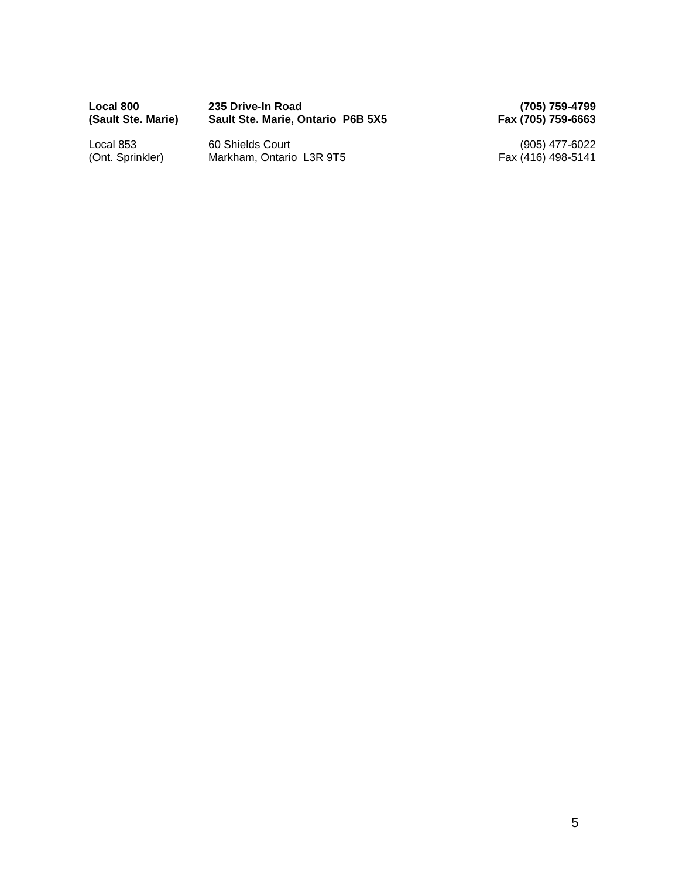| | | |
|---|---|---|
| **Local 800**<br>**(Sault Ste. Marie)** | **235 Drive-In Road**<br>**Sault Ste. Marie, Ontario  P6B 5X5** | **(705) 759-4799**<br>**Fax (705) 759-6663** |
| Local 853<br>(Ont. Sprinkler) | 60 Shields Court<br>Markham, Ontario  L3R 9T5 | (905) 477-6022<br>Fax (416) 498-5141 |